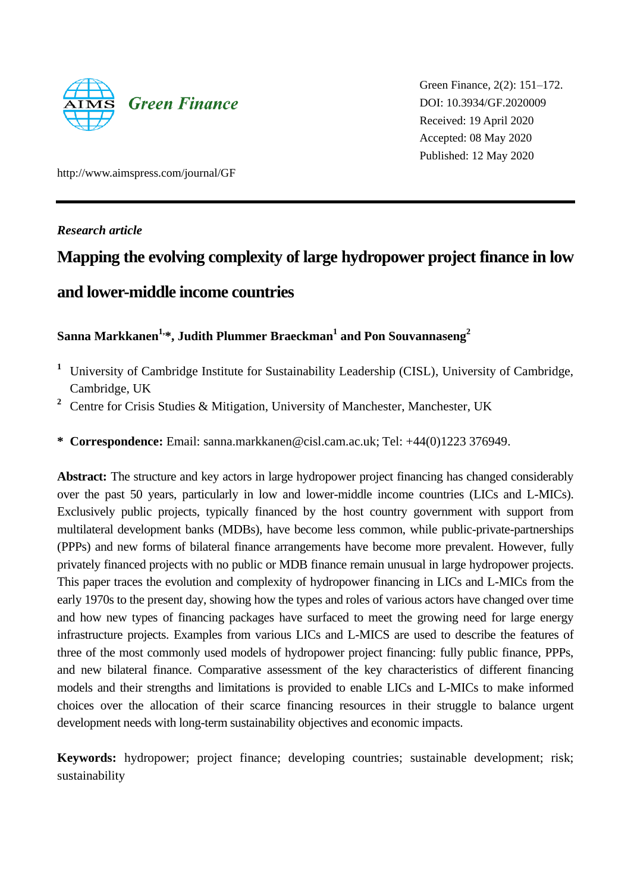AIMS Green Finance

Green Finance, 2(2): 151–172.
DOI: 10.3934/GF.2020009
Received: 19 April 2020
Accepted: 08 May 2020
Published: 12 May 2020

http://www.aimspress.com/journal/GF

*Research article*

# Mapping the evolving complexity of large hydropower project finance in low and lower-middle income countries

**Sanna Markkanen[1,]*, Judith Plummer Braeckman[1] and Pon Souvannaseng[2]**

[1] University of Cambridge Institute for Sustainability Leadership (CISL), University of Cambridge, Cambridge, UK

[2] Centre for Crisis Studies & Mitigation, University of Manchester, Manchester, UK

\* **Correspondence:** Email: sanna.markkanen@cisl.cam.ac.uk; Tel: +44(0)1223 376949.

**Abstract:** The structure and key actors in large hydropower project financing has changed considerably over the past 50 years, particularly in low and lower-middle income countries (LICs and L-MICs). Exclusively public projects, typically financed by the host country government with support from multilateral development banks (MDBs), have become less common, while public-private-partnerships (PPPs) and new forms of bilateral finance arrangements have become more prevalent. However, fully privately financed projects with no public or MDB finance remain unusual in large hydropower projects. This paper traces the evolution and complexity of hydropower financing in LICs and L-MICs from the early 1970s to the present day, showing how the types and roles of various actors have changed over time and how new types of financing packages have surfaced to meet the growing need for large energy infrastructure projects. Examples from various LICs and L-MICS are used to describe the features of three of the most commonly used models of hydropower project financing: fully public finance, PPPs, and new bilateral finance. Comparative assessment of the key characteristics of different financing models and their strengths and limitations is provided to enable LICs and L-MICs to make informed choices over the allocation of their scarce financing resources in their struggle to balance urgent development needs with long-term sustainability objectives and economic impacts.

**Keywords:** hydropower; project finance; developing countries; sustainable development; risk; sustainability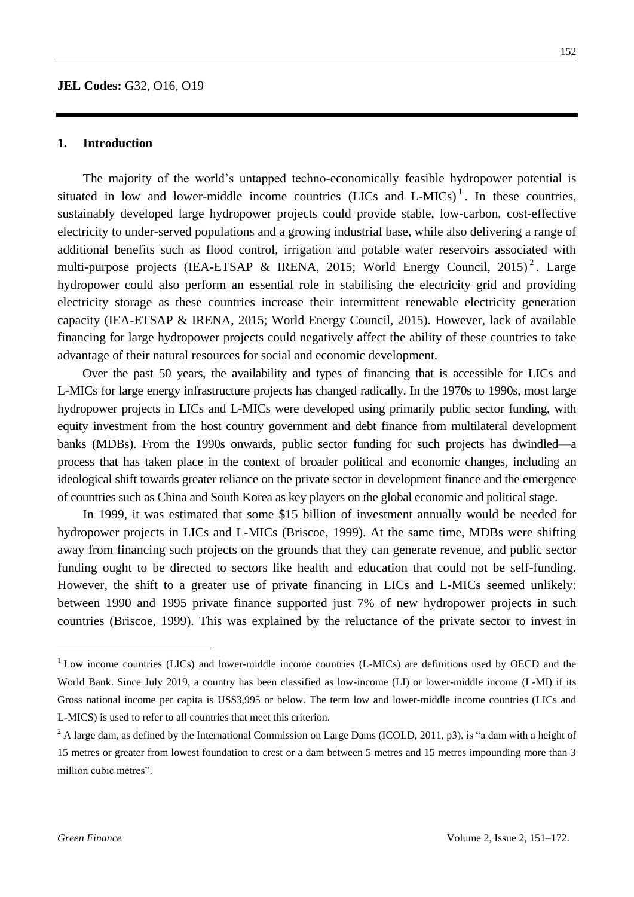**JEL Codes:** G32, O16, O19

## 1. Introduction

The majority of the world's untapped techno-economically feasible hydropower potential is situated in low and lower-middle income countries (LICs and L-MICs)[1]. In these countries, sustainably developed large hydropower projects could provide stable, low-carbon, cost-effective electricity to under-served populations and a growing industrial base, while also delivering a range of additional benefits such as flood control, irrigation and potable water reservoirs associated with multi-purpose projects (IEA-ETSAP & IRENA, 2015; World Energy Council, 2015)[2]. Large hydropower could also perform an essential role in stabilising the electricity grid and providing electricity storage as these countries increase their intermittent renewable electricity generation capacity (IEA-ETSAP & IRENA, 2015; World Energy Council, 2015). However, lack of available financing for large hydropower projects could negatively affect the ability of these countries to take advantage of their natural resources for social and economic development.

Over the past 50 years, the availability and types of financing that is accessible for LICs and L-MICs for large energy infrastructure projects has changed radically. In the 1970s to 1990s, most large hydropower projects in LICs and L-MICs were developed using primarily public sector funding, with equity investment from the host country government and debt finance from multilateral development banks (MDBs). From the 1990s onwards, public sector funding for such projects has dwindled—a process that has taken place in the context of broader political and economic changes, including an ideological shift towards greater reliance on the private sector in development finance and the emergence of countries such as China and South Korea as key players on the global economic and political stage.

In 1999, it was estimated that some $15 billion of investment annually would be needed for hydropower projects in LICs and L-MICs (Briscoe, 1999). At the same time, MDBs were shifting away from financing such projects on the grounds that they can generate revenue, and public sector funding ought to be directed to sectors like health and education that could not be self-funding. However, the shift to a greater use of private financing in LICs and L-MICs seemed unlikely: between 1990 and 1995 private finance supported just 7% of new hydropower projects in such countries (Briscoe, 1999). This was explained by the reluctance of the private sector to invest in

---

[1] Low income countries (LICs) and lower-middle income countries (L-MICs) are definitions used by OECD and the World Bank. Since July 2019, a country has been classified as low-income (LI) or lower-middle income (L-MI) if its Gross national income per capita is US$3,995 or below. The term low and lower-middle income countries (LICs and L-MICS) is used to refer to all countries that meet this criterion.

[2] A large dam, as defined by the International Commission on Large Dams (ICOLD, 2011, p3), is "a dam with a height of 15 metres or greater from lowest foundation to crest or a dam between 5 metres and 15 metres impounding more than 3 million cubic metres".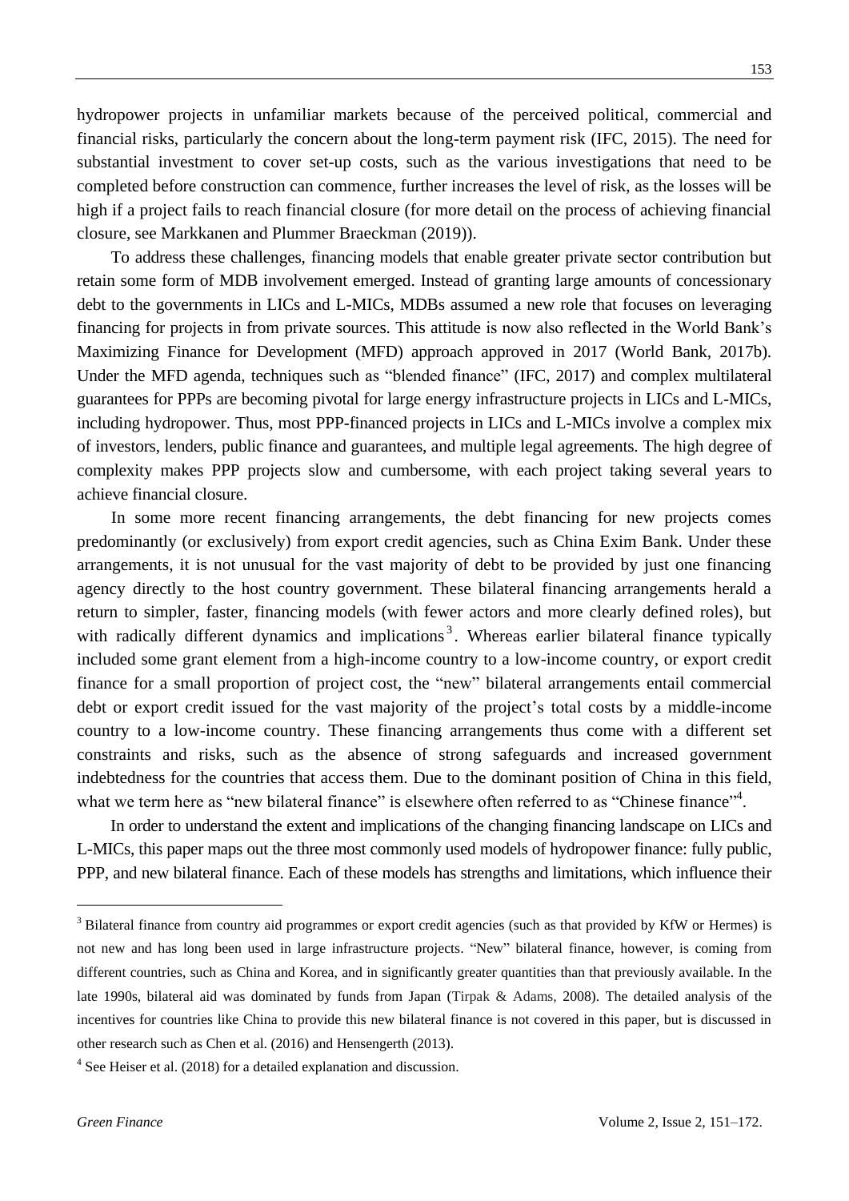hydropower projects in unfamiliar markets because of the perceived political, commercial and financial risks, particularly the concern about the long-term payment risk (IFC, 2015). The need for substantial investment to cover set-up costs, such as the various investigations that need to be completed before construction can commence, further increases the level of risk, as the losses will be high if a project fails to reach financial closure (for more detail on the process of achieving financial closure, see Markkanen and Plummer Braeckman (2019)).

To address these challenges, financing models that enable greater private sector contribution but retain some form of MDB involvement emerged. Instead of granting large amounts of concessionary debt to the governments in LICs and L-MICs, MDBs assumed a new role that focuses on leveraging financing for projects in from private sources. This attitude is now also reflected in the World Bank's Maximizing Finance for Development (MFD) approach approved in 2017 (World Bank, 2017b). Under the MFD agenda, techniques such as "blended finance" (IFC, 2017) and complex multilateral guarantees for PPPs are becoming pivotal for large energy infrastructure projects in LICs and L-MICs, including hydropower. Thus, most PPP-financed projects in LICs and L-MICs involve a complex mix of investors, lenders, public finance and guarantees, and multiple legal agreements. The high degree of complexity makes PPP projects slow and cumbersome, with each project taking several years to achieve financial closure.

In some more recent financing arrangements, the debt financing for new projects comes predominantly (or exclusively) from export credit agencies, such as China Exim Bank. Under these arrangements, it is not unusual for the vast majority of debt to be provided by just one financing agency directly to the host country government. These bilateral financing arrangements herald a return to simpler, faster, financing models (with fewer actors and more clearly defined roles), but with radically different dynamics and implications[3]. Whereas earlier bilateral finance typically included some grant element from a high-income country to a low-income country, or export credit finance for a small proportion of project cost, the "new" bilateral arrangements entail commercial debt or export credit issued for the vast majority of the project's total costs by a middle-income country to a low-income country. These financing arrangements thus come with a different set constraints and risks, such as the absence of strong safeguards and increased government indebtedness for the countries that access them. Due to the dominant position of China in this field, what we term here as "new bilateral finance" is elsewhere often referred to as "Chinese finance"[4].

In order to understand the extent and implications of the changing financing landscape on LICs and L-MICs, this paper maps out the three most commonly used models of hydropower finance: fully public, PPP, and new bilateral finance. Each of these models has strengths and limitations, which influence their

[3] Bilateral finance from country aid programmes or export credit agencies (such as that provided by KfW or Hermes) is not new and has long been used in large infrastructure projects. "New" bilateral finance, however, is coming from different countries, such as China and Korea, and in significantly greater quantities than that previously available. In the late 1990s, bilateral aid was dominated by funds from Japan (Tirpak & Adams, 2008). The detailed analysis of the incentives for countries like China to provide this new bilateral finance is not covered in this paper, but is discussed in other research such as Chen et al. (2016) and Hensengerth (2013).

[4] See Heiser et al. (2018) for a detailed explanation and discussion.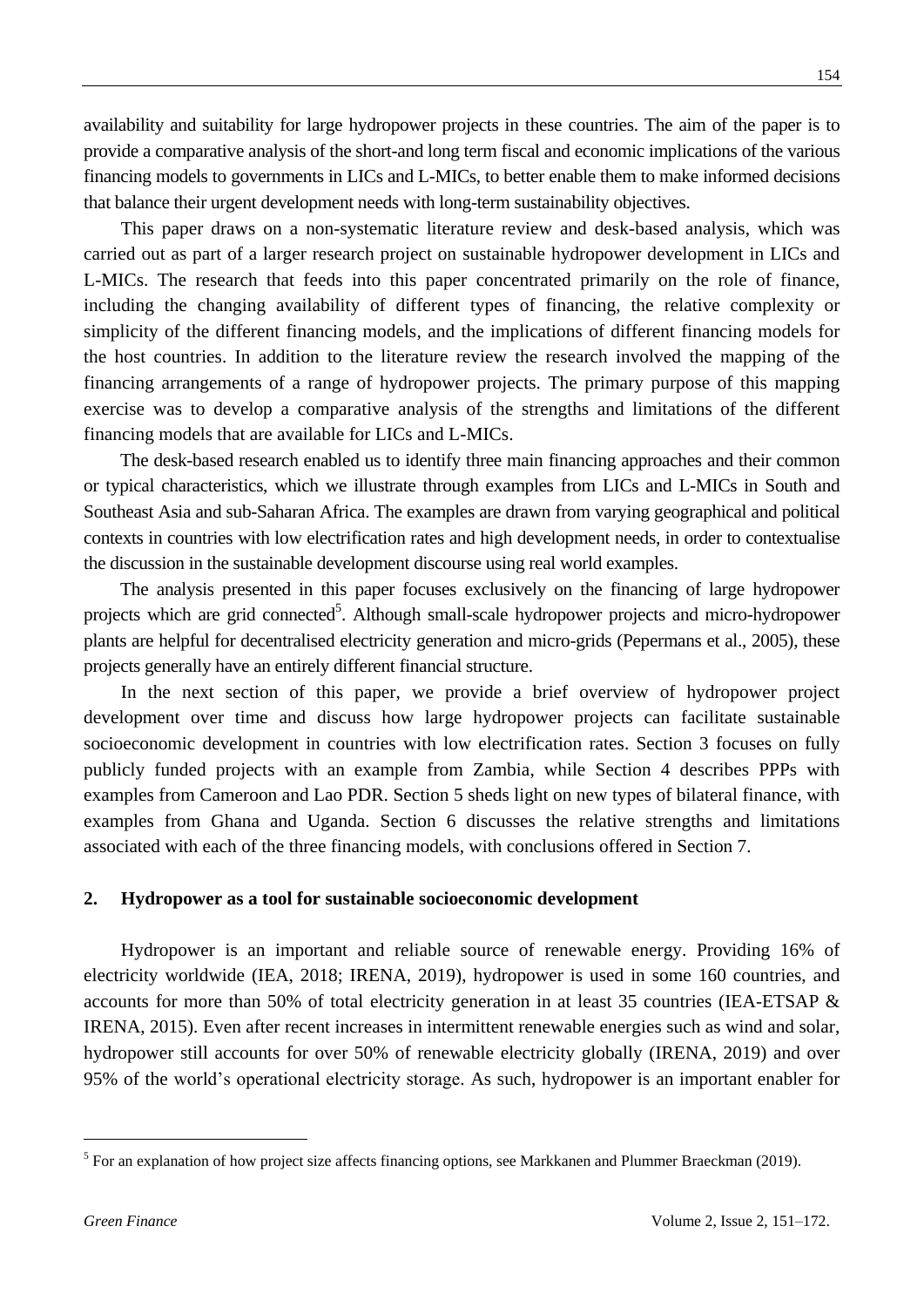availability and suitability for large hydropower projects in these countries. The aim of the paper is to provide a comparative analysis of the short-and long term fiscal and economic implications of the various financing models to governments in LICs and L-MICs, to better enable them to make informed decisions that balance their urgent development needs with long-term sustainability objectives.

This paper draws on a non-systematic literature review and desk-based analysis, which was carried out as part of a larger research project on sustainable hydropower development in LICs and L-MICs. The research that feeds into this paper concentrated primarily on the role of finance, including the changing availability of different types of financing, the relative complexity or simplicity of the different financing models, and the implications of different financing models for the host countries. In addition to the literature review the research involved the mapping of the financing arrangements of a range of hydropower projects. The primary purpose of this mapping exercise was to develop a comparative analysis of the strengths and limitations of the different financing models that are available for LICs and L-MICs.

The desk-based research enabled us to identify three main financing approaches and their common or typical characteristics, which we illustrate through examples from LICs and L-MICs in South and Southeast Asia and sub-Saharan Africa. The examples are drawn from varying geographical and political contexts in countries with low electrification rates and high development needs, in order to contextualise the discussion in the sustainable development discourse using real world examples.

The analysis presented in this paper focuses exclusively on the financing of large hydropower projects which are grid connected[5]. Although small-scale hydropower projects and micro-hydropower plants are helpful for decentralised electricity generation and micro-grids (Pepermans et al., 2005), these projects generally have an entirely different financial structure.

In the next section of this paper, we provide a brief overview of hydropower project development over time and discuss how large hydropower projects can facilitate sustainable socioeconomic development in countries with low electrification rates. Section 3 focuses on fully publicly funded projects with an example from Zambia, while Section 4 describes PPPs with examples from Cameroon and Lao PDR. Section 5 sheds light on new types of bilateral finance, with examples from Ghana and Uganda. Section 6 discusses the relative strengths and limitations associated with each of the three financing models, with conclusions offered in Section 7.

## 2. Hydropower as a tool for sustainable socioeconomic development

Hydropower is an important and reliable source of renewable energy. Providing 16% of electricity worldwide (IEA, 2018; IRENA, 2019), hydropower is used in some 160 countries, and accounts for more than 50% of total electricity generation in at least 35 countries (IEA-ETSAP & IRENA, 2015). Even after recent increases in intermittent renewable energies such as wind and solar, hydropower still accounts for over 50% of renewable electricity globally (IRENA, 2019) and over 95% of the world's operational electricity storage. As such, hydropower is an important enabler for

[5] For an explanation of how project size affects financing options, see Markkanen and Plummer Braeckman (2019).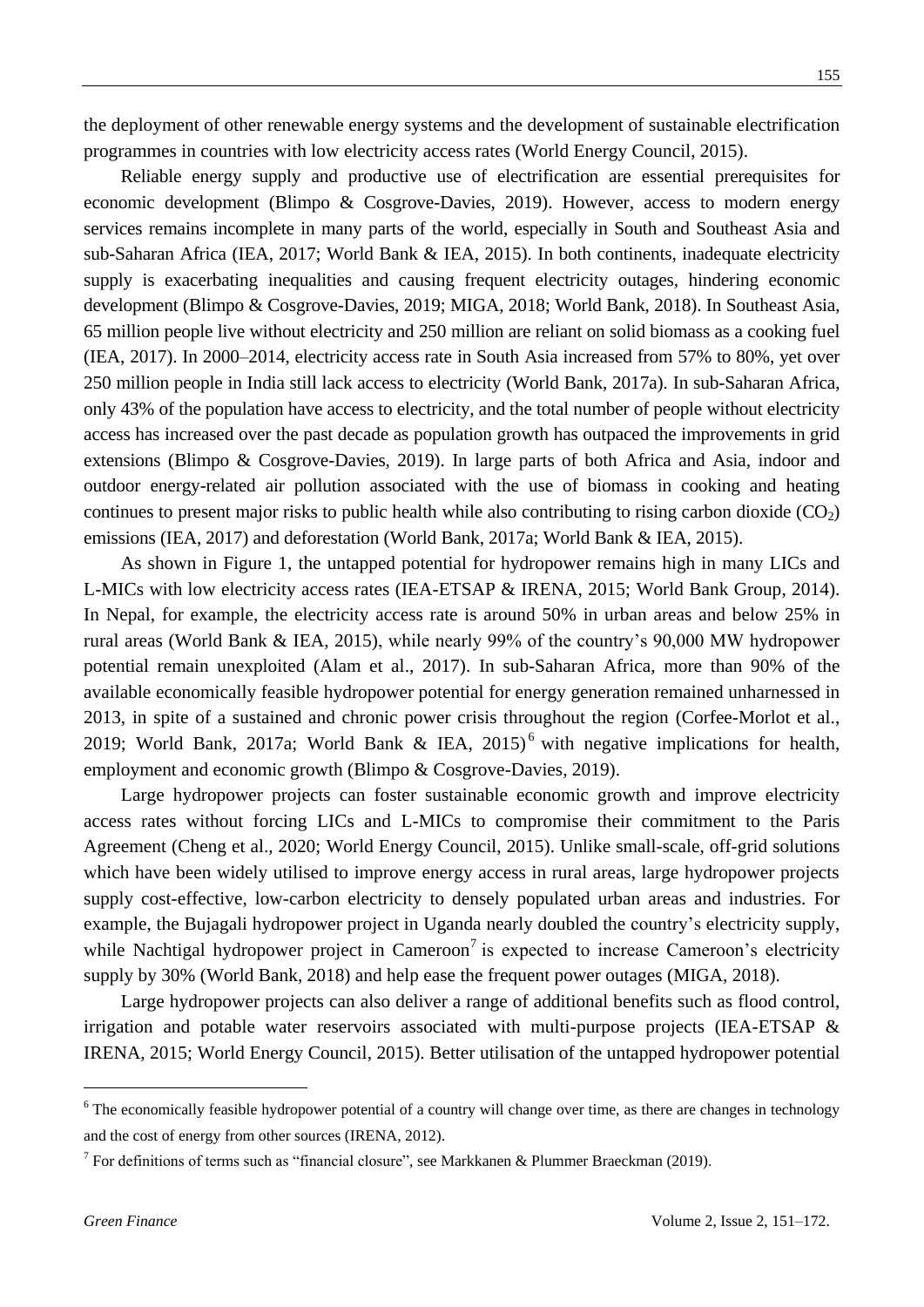the deployment of other renewable energy systems and the development of sustainable electrification programmes in countries with low electricity access rates (World Energy Council, 2015).

Reliable energy supply and productive use of electrification are essential prerequisites for economic development (Blimpo & Cosgrove-Davies, 2019). However, access to modern energy services remains incomplete in many parts of the world, especially in South and Southeast Asia and sub-Saharan Africa (IEA, 2017; World Bank & IEA, 2015). In both continents, inadequate electricity supply is exacerbating inequalities and causing frequent electricity outages, hindering economic development (Blimpo & Cosgrove-Davies, 2019; MIGA, 2018; World Bank, 2018). In Southeast Asia, 65 million people live without electricity and 250 million are reliant on solid biomass as a cooking fuel (IEA, 2017). In 2000–2014, electricity access rate in South Asia increased from 57% to 80%, yet over 250 million people in India still lack access to electricity (World Bank, 2017a). In sub-Saharan Africa, only 43% of the population have access to electricity, and the total number of people without electricity access has increased over the past decade as population growth has outpaced the improvements in grid extensions (Blimpo & Cosgrove-Davies, 2019). In large parts of both Africa and Asia, indoor and outdoor energy-related air pollution associated with the use of biomass in cooking and heating continues to present major risks to public health while also contributing to rising carbon dioxide ($CO_2$) emissions (IEA, 2017) and deforestation (World Bank, 2017a; World Bank & IEA, 2015).

As shown in Figure 1, the untapped potential for hydropower remains high in many LICs and L-MICs with low electricity access rates (IEA-ETSAP & IRENA, 2015; World Bank Group, 2014). In Nepal, for example, the electricity access rate is around 50% in urban areas and below 25% in rural areas (World Bank & IEA, 2015), while nearly 99% of the country's 90,000 MW hydropower potential remain unexploited (Alam et al., 2017). In sub-Saharan Africa, more than 90% of the available economically feasible hydropower potential for energy generation remained unharnessed in 2013, in spite of a sustained and chronic power crisis throughout the region (Corfee-Morlot et al., 2019; World Bank, 2017a; World Bank & IEA, 2015)[6] with negative implications for health, employment and economic growth (Blimpo & Cosgrove-Davies, 2019).

Large hydropower projects can foster sustainable economic growth and improve electricity access rates without forcing LICs and L-MICs to compromise their commitment to the Paris Agreement (Cheng et al., 2020; World Energy Council, 2015). Unlike small-scale, off-grid solutions which have been widely utilised to improve energy access in rural areas, large hydropower projects supply cost-effective, low-carbon electricity to densely populated urban areas and industries. For example, the Bujagali hydropower project in Uganda nearly doubled the country's electricity supply, while Nachtigal hydropower project in Cameroon[7] is expected to increase Cameroon's electricity supply by 30% (World Bank, 2018) and help ease the frequent power outages (MIGA, 2018).

Large hydropower projects can also deliver a range of additional benefits such as flood control, irrigation and potable water reservoirs associated with multi-purpose projects (IEA-ETSAP & IRENA, 2015; World Energy Council, 2015). Better utilisation of the untapped hydropower potential

[6] The economically feasible hydropower potential of a country will change over time, as there are changes in technology and the cost of energy from other sources (IRENA, 2012).

[7] For definitions of terms such as "financial closure", see Markkanen & Plummer Braeckman (2019).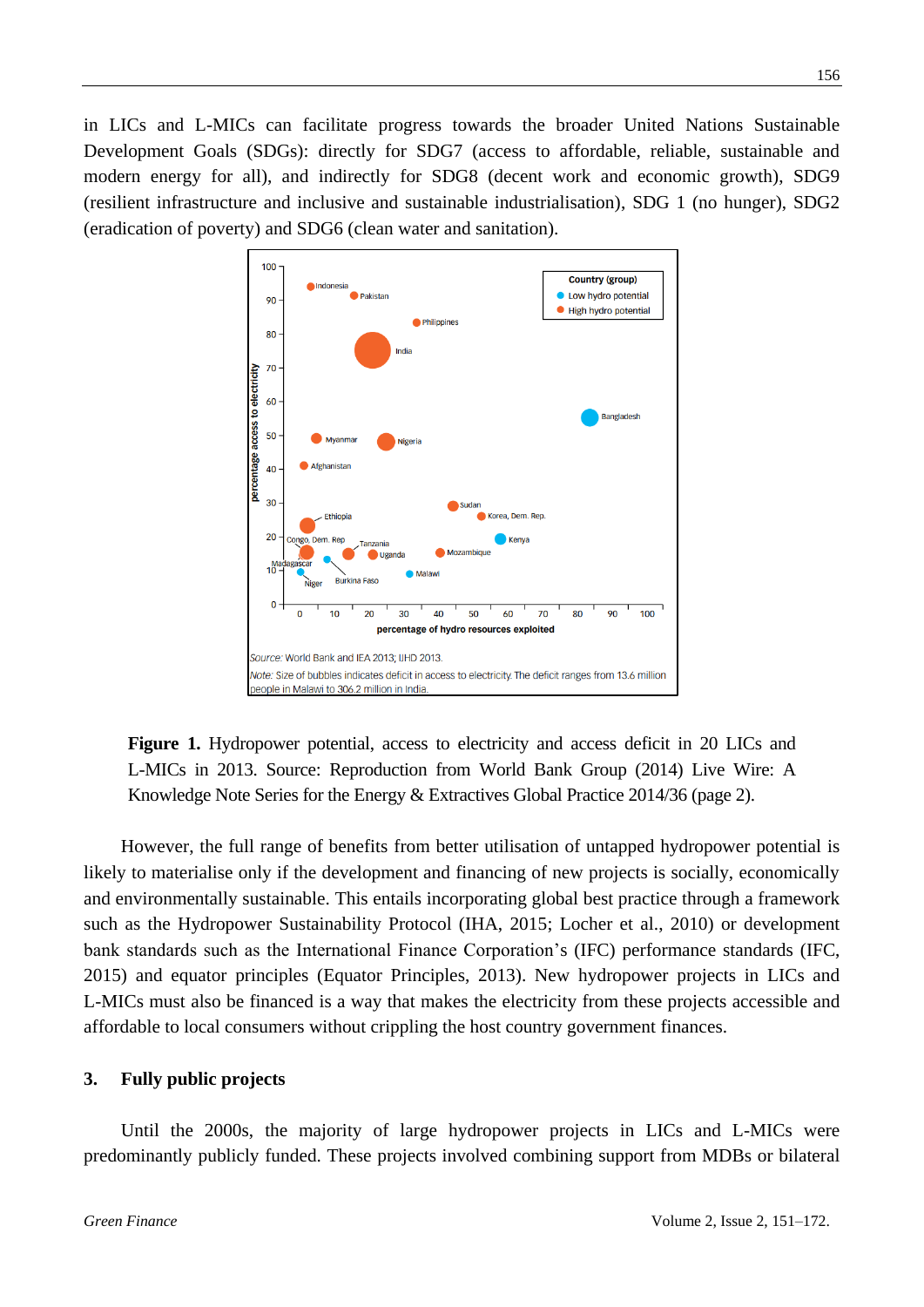in LICs and L-MICs can facilitate progress towards the broader United Nations Sustainable Development Goals (SDGs): directly for SDG7 (access to affordable, reliable, sustainable and modern energy for all), and indirectly for SDG8 (decent work and economic growth), SDG9 (resilient infrastructure and inclusive and sustainable industrialisation), SDG 1 (no hunger), SDG2 (eradication of poverty) and SDG6 (clean water and sanitation).

**Figure 1.** Hydropower potential, access to electricity and access deficit in 20 LICs and L-MICs in 2013. Source: Reproduction from World Bank Group (2014) Live Wire: A Knowledge Note Series for the Energy & Extractives Global Practice 2014/36 (page 2).

However, the full range of benefits from better utilisation of untapped hydropower potential is likely to materialise only if the development and financing of new projects is socially, economically and environmentally sustainable. This entails incorporating global best practice through a framework such as the Hydropower Sustainability Protocol (IHA, 2015; Locher et al., 2010) or development bank standards such as the International Finance Corporation's (IFC) performance standards (IFC, 2015) and equator principles (Equator Principles, 2013). New hydropower projects in LICs and L-MICs must also be financed is a way that makes the electricity from these projects accessible and affordable to local consumers without crippling the host country government finances.

## 3. Fully public projects

Until the 2000s, the majority of large hydropower projects in LICs and L-MICs were predominantly publicly funded. These projects involved combining support from MDBs or bilateral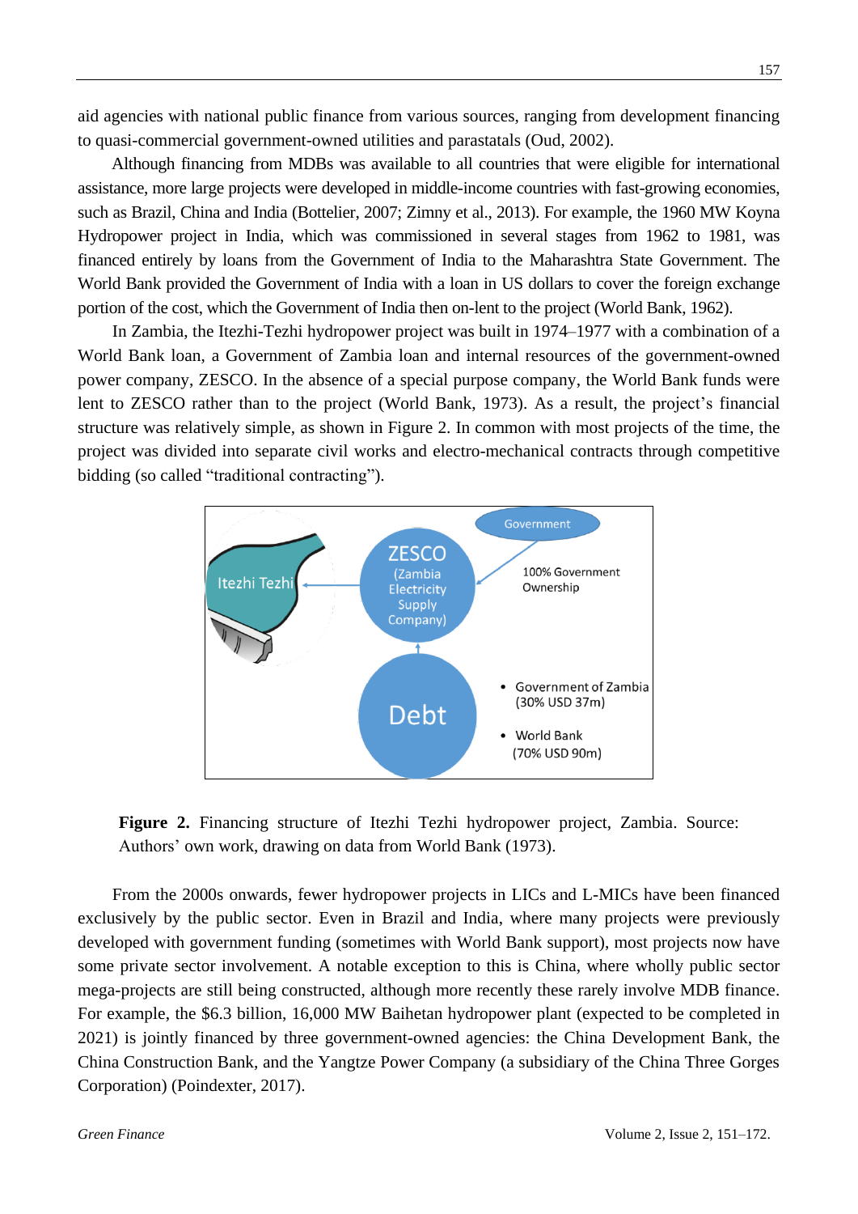aid agencies with national public finance from various sources, ranging from development financing to quasi-commercial government-owned utilities and parastatals (Oud, 2002).

Although financing from MDBs was available to all countries that were eligible for international assistance, more large projects were developed in middle-income countries with fast-growing economies, such as Brazil, China and India (Bottelier, 2007; Zimny et al., 2013). For example, the 1960 MW Koyna Hydropower project in India, which was commissioned in several stages from 1962 to 1981, was financed entirely by loans from the Government of India to the Maharashtra State Government. The World Bank provided the Government of India with a loan in US dollars to cover the foreign exchange portion of the cost, which the Government of India then on-lent to the project (World Bank, 1962).

In Zambia, the Itezhi-Tezhi hydropower project was built in 1974–1977 with a combination of a World Bank loan, a Government of Zambia loan and internal resources of the government-owned power company, ZESCO. In the absence of a special purpose company, the World Bank funds were lent to ZESCO rather than to the project (World Bank, 1973). As a result, the project's financial structure was relatively simple, as shown in Figure 2. In common with most projects of the time, the project was divided into separate civil works and electro-mechanical contracts through competitive bidding (so called "traditional contracting").

**Figure 2.** Financing structure of Itezhi Tezhi hydropower project, Zambia. Source: Authors' own work, drawing on data from World Bank (1973).

From the 2000s onwards, fewer hydropower projects in LICs and L-MICs have been financed exclusively by the public sector. Even in Brazil and India, where many projects were previously developed with government funding (sometimes with World Bank support), most projects now have some private sector involvement. A notable exception to this is China, where wholly public sector mega-projects are still being constructed, although more recently these rarely involve MDB finance. For example, the $6.3 billion, 16,000 MW Baihetan hydropower plant (expected to be completed in 2021) is jointly financed by three government-owned agencies: the China Development Bank, the China Construction Bank, and the Yangtze Power Company (a subsidiary of the China Three Gorges Corporation) (Poindexter, 2017).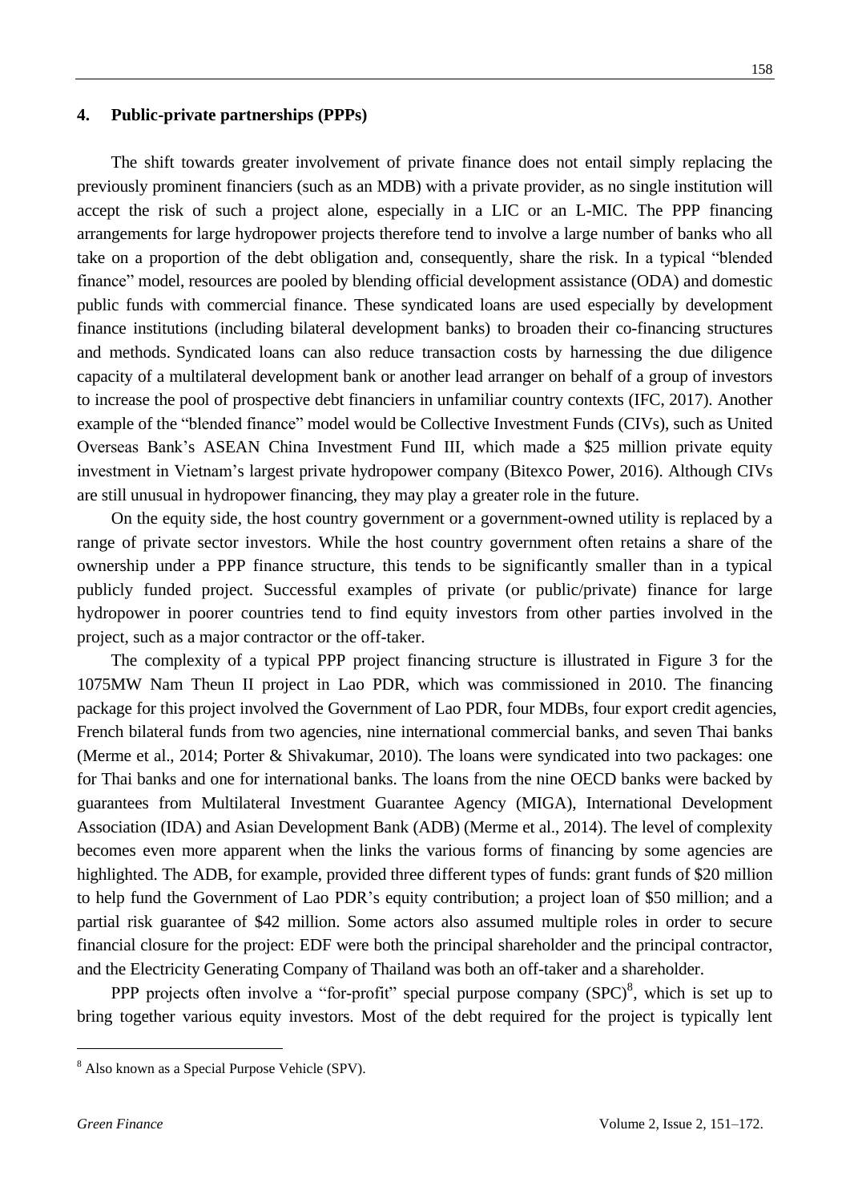## 4. Public-private partnerships (PPPs)

The shift towards greater involvement of private finance does not entail simply replacing the previously prominent financiers (such as an MDB) with a private provider, as no single institution will accept the risk of such a project alone, especially in a LIC or an L-MIC. The PPP financing arrangements for large hydropower projects therefore tend to involve a large number of banks who all take on a proportion of the debt obligation and, consequently, share the risk. In a typical "blended finance" model, resources are pooled by blending official development assistance (ODA) and domestic public funds with commercial finance. These syndicated loans are used especially by development finance institutions (including bilateral development banks) to broaden their co-financing structures and methods. Syndicated loans can also reduce transaction costs by harnessing the due diligence capacity of a multilateral development bank or another lead arranger on behalf of a group of investors to increase the pool of prospective debt financiers in unfamiliar country contexts (IFC, 2017). Another example of the "blended finance" model would be Collective Investment Funds (CIVs), such as United Overseas Bank's ASEAN China Investment Fund III, which made a $25 million private equity investment in Vietnam's largest private hydropower company (Bitexco Power, 2016). Although CIVs are still unusual in hydropower financing, they may play a greater role in the future.

On the equity side, the host country government or a government-owned utility is replaced by a range of private sector investors. While the host country government often retains a share of the ownership under a PPP finance structure, this tends to be significantly smaller than in a typical publicly funded project. Successful examples of private (or public/private) finance for large hydropower in poorer countries tend to find equity investors from other parties involved in the project, such as a major contractor or the off-taker.

The complexity of a typical PPP project financing structure is illustrated in Figure 3 for the 1075MW Nam Theun II project in Lao PDR, which was commissioned in 2010. The financing package for this project involved the Government of Lao PDR, four MDBs, four export credit agencies, French bilateral funds from two agencies, nine international commercial banks, and seven Thai banks (Merme et al., 2014; Porter & Shivakumar, 2010). The loans were syndicated into two packages: one for Thai banks and one for international banks. The loans from the nine OECD banks were backed by guarantees from Multilateral Investment Guarantee Agency (MIGA), International Development Association (IDA) and Asian Development Bank (ADB) (Merme et al., 2014). The level of complexity becomes even more apparent when the links the various forms of financing by some agencies are highlighted. The ADB, for example, provided three different types of funds: grant funds of $20 million to help fund the Government of Lao PDR's equity contribution; a project loan of $50 million; and a partial risk guarantee of $42 million. Some actors also assumed multiple roles in order to secure financial closure for the project: EDF were both the principal shareholder and the principal contractor, and the Electricity Generating Company of Thailand was both an off-taker and a shareholder.

PPP projects often involve a "for-profit" special purpose company (SPC)[8], which is set up to bring together various equity investors. Most of the debt required for the project is typically lent

[8] Also known as a Special Purpose Vehicle (SPV).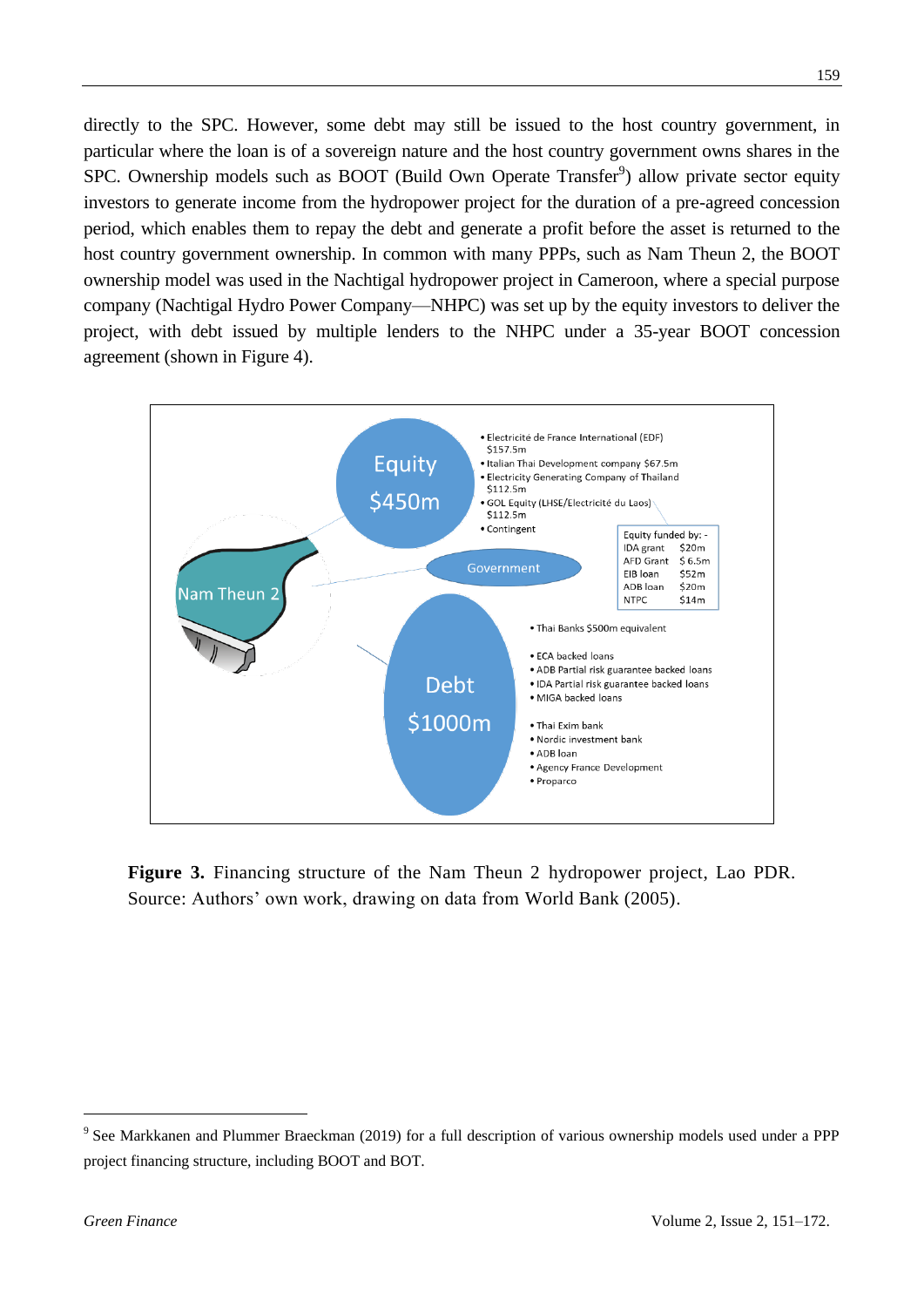directly to the SPC. However, some debt may still be issued to the host country government, in particular where the loan is of a sovereign nature and the host country government owns shares in the SPC. Ownership models such as BOOT (Build Own Operate Transfer[9]) allow private sector equity investors to generate income from the hydropower project for the duration of a pre-agreed concession period, which enables them to repay the debt and generate a profit before the asset is returned to the host country government ownership. In common with many PPPs, such as Nam Theun 2, the BOOT ownership model was used in the Nachtigal hydropower project in Cameroon, where a special purpose company (Nachtigal Hydro Power Company—NHPC) was set up by the equity investors to deliver the project, with debt issued by multiple lenders to the NHPC under a 35-year BOOT concession agreement (shown in Figure 4).

Nam Theun 2

Equity $450m

- Electricité de France International (EDF) $157.5m
- Italian Thai Development company $67.5m
- Electricity Generating Company of Thailand $112.5m
- GOL Equity (LHSE/Electricité du Laos) $112.5m
- Contingent

Government

| Equity funded by: - | |
|---|---|
| IDA grant | $20m |
| AFD Grant | $ 6.5m |
| EIB loan | $52m |
| ADB loan | $20m |
| NTPC | $14m |

Debt $1000m

- Thai Banks $500m equivalent

- ECA backed loans
- ADB Partial risk guarantee backed loans
- IDA Partial risk guarantee backed loans
- MIGA backed loans

- Thai Exim bank
- Nordic investment bank
- ADB loan
- Agency France Development
- Proparco

**Figure 3.** Financing structure of the Nam Theun 2 hydropower project, Lao PDR. Source: Authors' own work, drawing on data from World Bank (2005).

[9] See Markkanen and Plummer Braeckman (2019) for a full description of various ownership models used under a PPP project financing structure, including BOOT and BOT.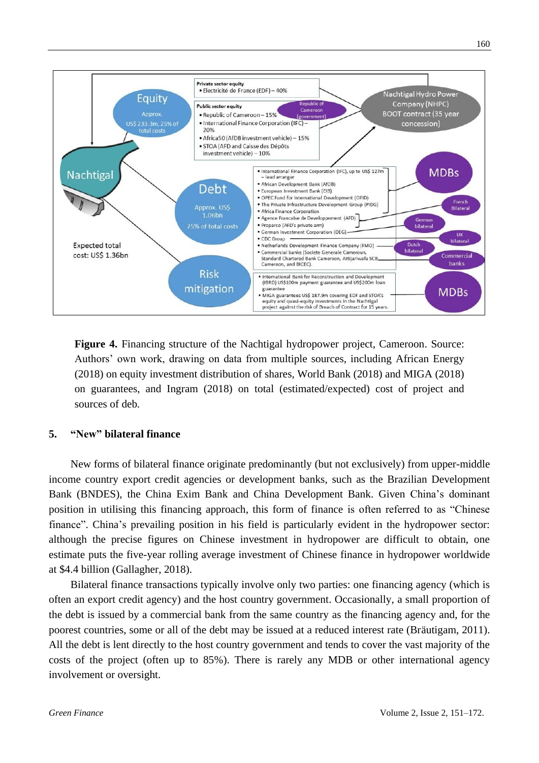**Figure 4.** Financing structure of the Nachtigal hydropower project, Cameroon. Source: Authors' own work, drawing on data from multiple sources, including African Energy (2018) on equity investment distribution of shares, World Bank (2018) and MIGA (2018) on guarantees, and Ingram (2018) on total (estimated/expected) cost of project and sources of deb.

## 5. "New" bilateral finance

New forms of bilateral finance originate predominantly (but not exclusively) from upper-middle income country export credit agencies or development banks, such as the Brazilian Development Bank (BNDES), the China Exim Bank and China Development Bank. Given China's dominant position in utilising this financing approach, this form of finance is often referred to as "Chinese finance". China's prevailing position in his field is particularly evident in the hydropower sector: although the precise figures on Chinese investment in hydropower are difficult to obtain, one estimate puts the five-year rolling average investment of Chinese finance in hydropower worldwide at $4.4 billion (Gallagher, 2018).

Bilateral finance transactions typically involve only two parties: one financing agency (which is often an export credit agency) and the host country government. Occasionally, a small proportion of the debt is issued by a commercial bank from the same country as the financing agency and, for the poorest countries, some or all of the debt may be issued at a reduced interest rate (Bräutigam, 2011). All the debt is lent directly to the host country government and tends to cover the vast majority of the costs of the project (often up to 85%). There is rarely any MDB or other international agency involvement or oversight.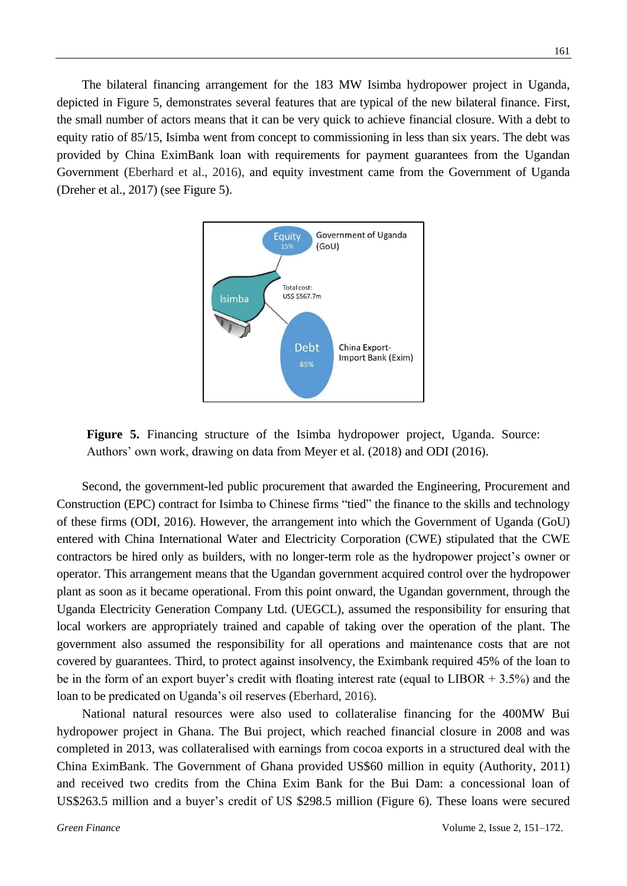The bilateral financing arrangement for the 183 MW Isimba hydropower project in Uganda, depicted in Figure 5, demonstrates several features that are typical of the new bilateral finance. First, the small number of actors means that it can be very quick to achieve financial closure. With a debt to equity ratio of 85/15, Isimba went from concept to commissioning in less than six years. The debt was provided by China EximBank loan with requirements for payment guarantees from the Ugandan Government (Eberhard et al., 2016), and equity investment came from the Government of Uganda (Dreher et al., 2017) (see Figure 5).

**Figure 5.** Financing structure of the Isimba hydropower project, Uganda. Source: Authors' own work, drawing on data from Meyer et al. (2018) and ODI (2016).

Second, the government-led public procurement that awarded the Engineering, Procurement and Construction (EPC) contract for Isimba to Chinese firms "tied" the finance to the skills and technology of these firms (ODI, 2016). However, the arrangement into which the Government of Uganda (GoU) entered with China International Water and Electricity Corporation (CWE) stipulated that the CWE contractors be hired only as builders, with no longer-term role as the hydropower project's owner or operator. This arrangement means that the Ugandan government acquired control over the hydropower plant as soon as it became operational. From this point onward, the Ugandan government, through the Uganda Electricity Generation Company Ltd. (UEGCL), assumed the responsibility for ensuring that local workers are appropriately trained and capable of taking over the operation of the plant. The government also assumed the responsibility for all operations and maintenance costs that are not covered by guarantees. Third, to protect against insolvency, the Eximbank required 45% of the loan to be in the form of an export buyer's credit with floating interest rate (equal to LIBOR + 3.5%) and the loan to be predicated on Uganda's oil reserves (Eberhard, 2016).

National natural resources were also used to collateralise financing for the 400MW Bui hydropower project in Ghana. The Bui project, which reached financial closure in 2008 and was completed in 2013, was collateralised with earnings from cocoa exports in a structured deal with the China EximBank. The Government of Ghana provided US$60 million in equity (Authority, 2011) and received two credits from the China Exim Bank for the Bui Dam: a concessional loan of US$263.5 million and a buyer's credit of US $298.5 million (Figure 6). These loans were secured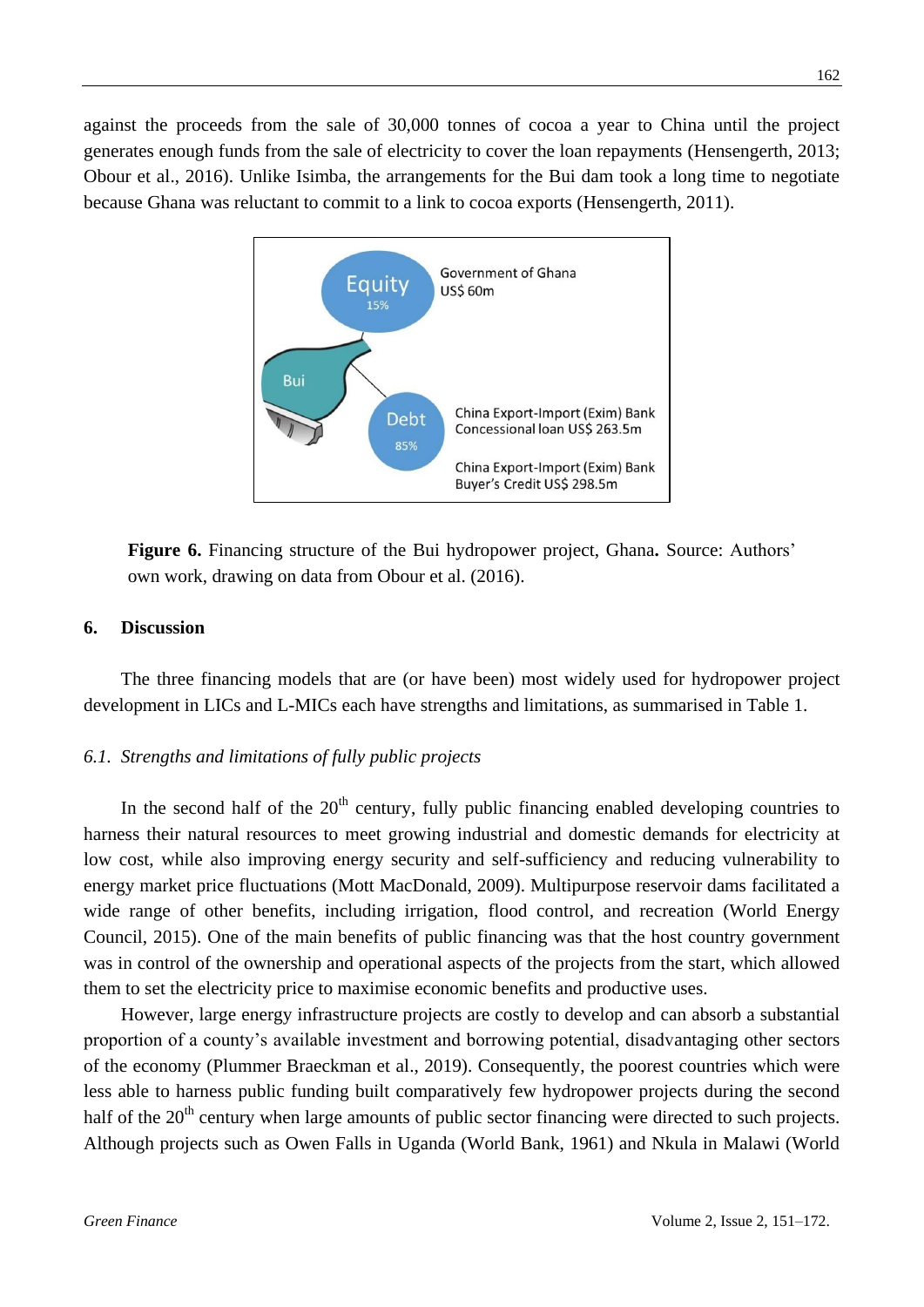against the proceeds from the sale of 30,000 tonnes of cocoa a year to China until the project generates enough funds from the sale of electricity to cover the loan repayments (Hensengerth, 2013; Obour et al., 2016). Unlike Isimba, the arrangements for the Bui dam took a long time to negotiate because Ghana was reluctant to commit to a link to cocoa exports (Hensengerth, 2011).

**Figure 6.** Financing structure of the Bui hydropower project, Ghana**.** Source: Authors' own work, drawing on data from Obour et al. (2016).

## 6. Discussion

The three financing models that are (or have been) most widely used for hydropower project development in LICs and L-MICs each have strengths and limitations, as summarised in Table 1.

### *6.1. Strengths and limitations of fully public projects*

In the second half of the 20th century, fully public financing enabled developing countries to harness their natural resources to meet growing industrial and domestic demands for electricity at low cost, while also improving energy security and self-sufficiency and reducing vulnerability to energy market price fluctuations (Mott MacDonald, 2009). Multipurpose reservoir dams facilitated a wide range of other benefits, including irrigation, flood control, and recreation (World Energy Council, 2015). One of the main benefits of public financing was that the host country government was in control of the ownership and operational aspects of the projects from the start, which allowed them to set the electricity price to maximise economic benefits and productive uses.

However, large energy infrastructure projects are costly to develop and can absorb a substantial proportion of a county's available investment and borrowing potential, disadvantaging other sectors of the economy (Plummer Braeckman et al., 2019). Consequently, the poorest countries which were less able to harness public funding built comparatively few hydropower projects during the second half of the 20th century when large amounts of public sector financing were directed to such projects. Although projects such as Owen Falls in Uganda (World Bank, 1961) and Nkula in Malawi (World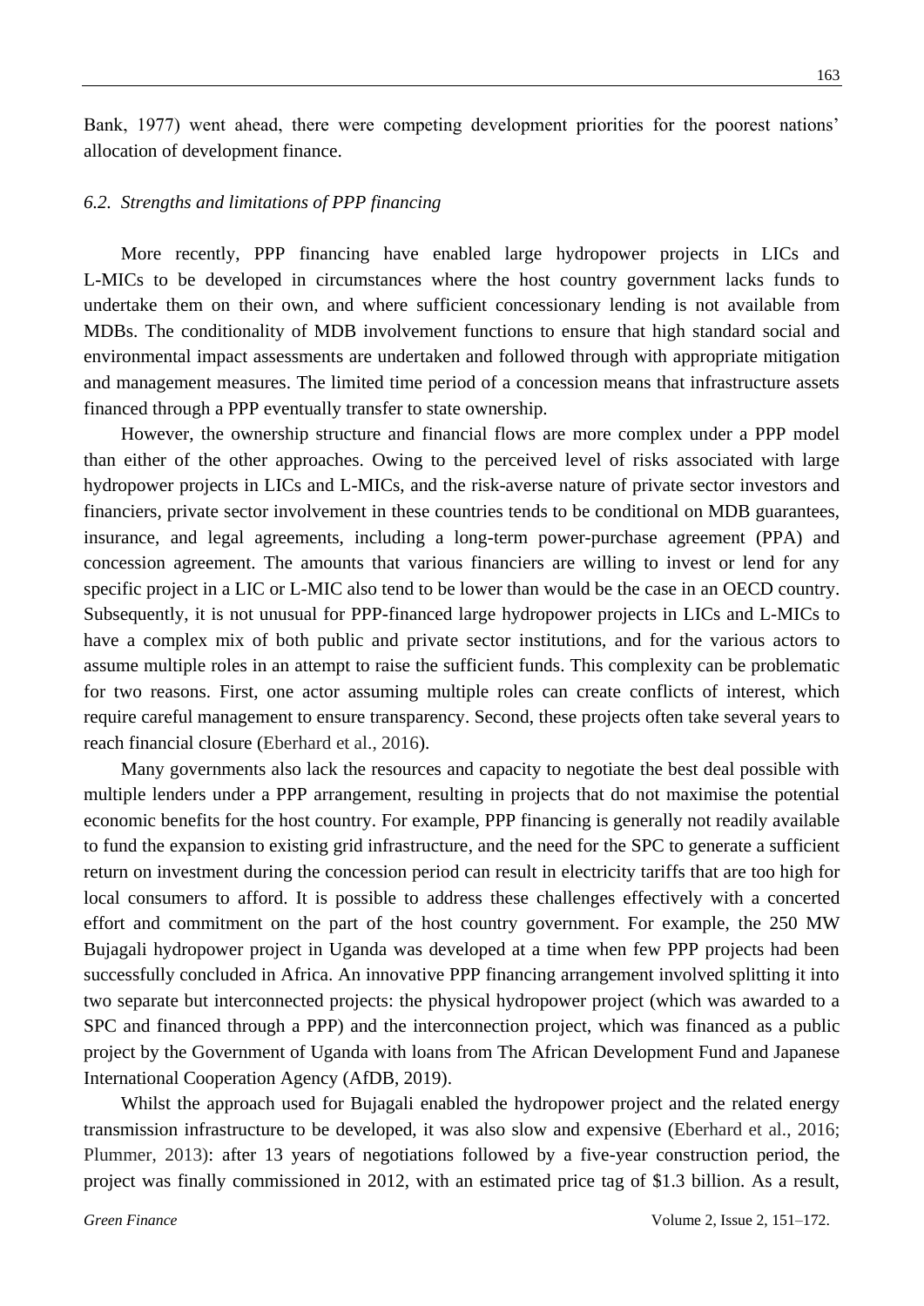Bank, 1977) went ahead, there were competing development priorities for the poorest nations' allocation of development finance.

### *6.2. Strengths and limitations of PPP financing*

More recently, PPP financing have enabled large hydropower projects in LICs and L-MICs to be developed in circumstances where the host country government lacks funds to undertake them on their own, and where sufficient concessionary lending is not available from MDBs. The conditionality of MDB involvement functions to ensure that high standard social and environmental impact assessments are undertaken and followed through with appropriate mitigation and management measures. The limited time period of a concession means that infrastructure assets financed through a PPP eventually transfer to state ownership.

However, the ownership structure and financial flows are more complex under a PPP model than either of the other approaches. Owing to the perceived level of risks associated with large hydropower projects in LICs and L-MICs, and the risk-averse nature of private sector investors and financiers, private sector involvement in these countries tends to be conditional on MDB guarantees, insurance, and legal agreements, including a long-term power-purchase agreement (PPA) and concession agreement. The amounts that various financiers are willing to invest or lend for any specific project in a LIC or L-MIC also tend to be lower than would be the case in an OECD country. Subsequently, it is not unusual for PPP-financed large hydropower projects in LICs and L-MICs to have a complex mix of both public and private sector institutions, and for the various actors to assume multiple roles in an attempt to raise the sufficient funds. This complexity can be problematic for two reasons. First, one actor assuming multiple roles can create conflicts of interest, which require careful management to ensure transparency. Second, these projects often take several years to reach financial closure (Eberhard et al., 2016).

Many governments also lack the resources and capacity to negotiate the best deal possible with multiple lenders under a PPP arrangement, resulting in projects that do not maximise the potential economic benefits for the host country. For example, PPP financing is generally not readily available to fund the expansion to existing grid infrastructure, and the need for the SPC to generate a sufficient return on investment during the concession period can result in electricity tariffs that are too high for local consumers to afford. It is possible to address these challenges effectively with a concerted effort and commitment on the part of the host country government. For example, the 250 MW Bujagali hydropower project in Uganda was developed at a time when few PPP projects had been successfully concluded in Africa. An innovative PPP financing arrangement involved splitting it into two separate but interconnected projects: the physical hydropower project (which was awarded to a SPC and financed through a PPP) and the interconnection project, which was financed as a public project by the Government of Uganda with loans from The African Development Fund and Japanese International Cooperation Agency (AfDB, 2019).

Whilst the approach used for Bujagali enabled the hydropower project and the related energy transmission infrastructure to be developed, it was also slow and expensive (Eberhard et al., 2016; Plummer, 2013): after 13 years of negotiations followed by a five-year construction period, the project was finally commissioned in 2012, with an estimated price tag of $1.3 billion. As a result,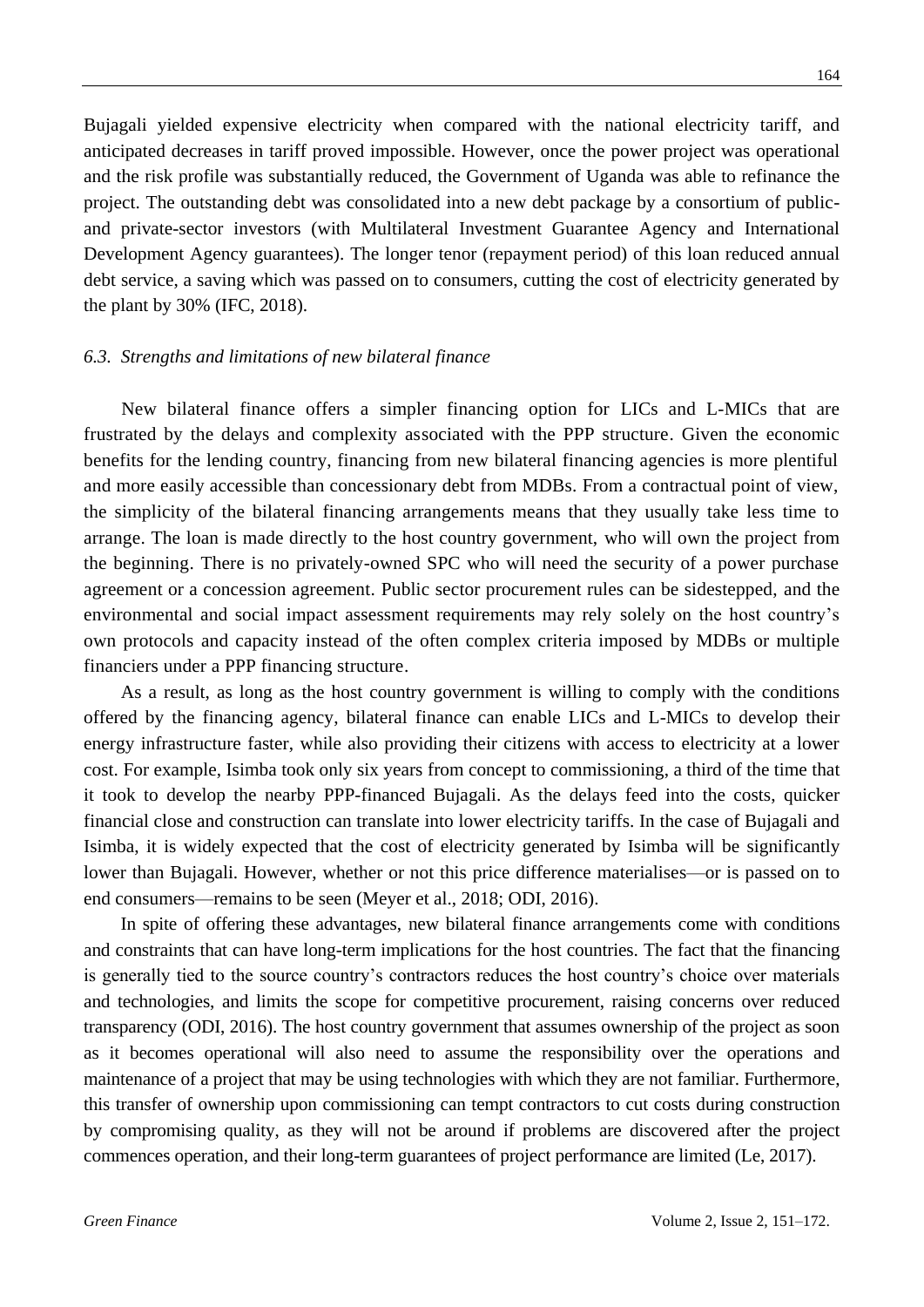Bujagali yielded expensive electricity when compared with the national electricity tariff, and anticipated decreases in tariff proved impossible. However, once the power project was operational and the risk profile was substantially reduced, the Government of Uganda was able to refinance the project. The outstanding debt was consolidated into a new debt package by a consortium of public- and private-sector investors (with Multilateral Investment Guarantee Agency and International Development Agency guarantees). The longer tenor (repayment period) of this loan reduced annual debt service, a saving which was passed on to consumers, cutting the cost of electricity generated by the plant by 30% (IFC, 2018).

### *6.3. Strengths and limitations of new bilateral finance*

New bilateral finance offers a simpler financing option for LICs and L-MICs that are frustrated by the delays and complexity associated with the PPP structure. Given the economic benefits for the lending country, financing from new bilateral financing agencies is more plentiful and more easily accessible than concessionary debt from MDBs. From a contractual point of view, the simplicity of the bilateral financing arrangements means that they usually take less time to arrange. The loan is made directly to the host country government, who will own the project from the beginning. There is no privately-owned SPC who will need the security of a power purchase agreement or a concession agreement. Public sector procurement rules can be sidestepped, and the environmental and social impact assessment requirements may rely solely on the host country's own protocols and capacity instead of the often complex criteria imposed by MDBs or multiple financiers under a PPP financing structure.

As a result, as long as the host country government is willing to comply with the conditions offered by the financing agency, bilateral finance can enable LICs and L-MICs to develop their energy infrastructure faster, while also providing their citizens with access to electricity at a lower cost. For example, Isimba took only six years from concept to commissioning, a third of the time that it took to develop the nearby PPP-financed Bujagali. As the delays feed into the costs, quicker financial close and construction can translate into lower electricity tariffs. In the case of Bujagali and Isimba, it is widely expected that the cost of electricity generated by Isimba will be significantly lower than Bujagali. However, whether or not this price difference materialises—or is passed on to end consumers—remains to be seen (Meyer et al., 2018; ODI, 2016).

In spite of offering these advantages, new bilateral finance arrangements come with conditions and constraints that can have long-term implications for the host countries. The fact that the financing is generally tied to the source country's contractors reduces the host country's choice over materials and technologies, and limits the scope for competitive procurement, raising concerns over reduced transparency (ODI, 2016). The host country government that assumes ownership of the project as soon as it becomes operational will also need to assume the responsibility over the operations and maintenance of a project that may be using technologies with which they are not familiar. Furthermore, this transfer of ownership upon commissioning can tempt contractors to cut costs during construction by compromising quality, as they will not be around if problems are discovered after the project commences operation, and their long-term guarantees of project performance are limited (Le, 2017).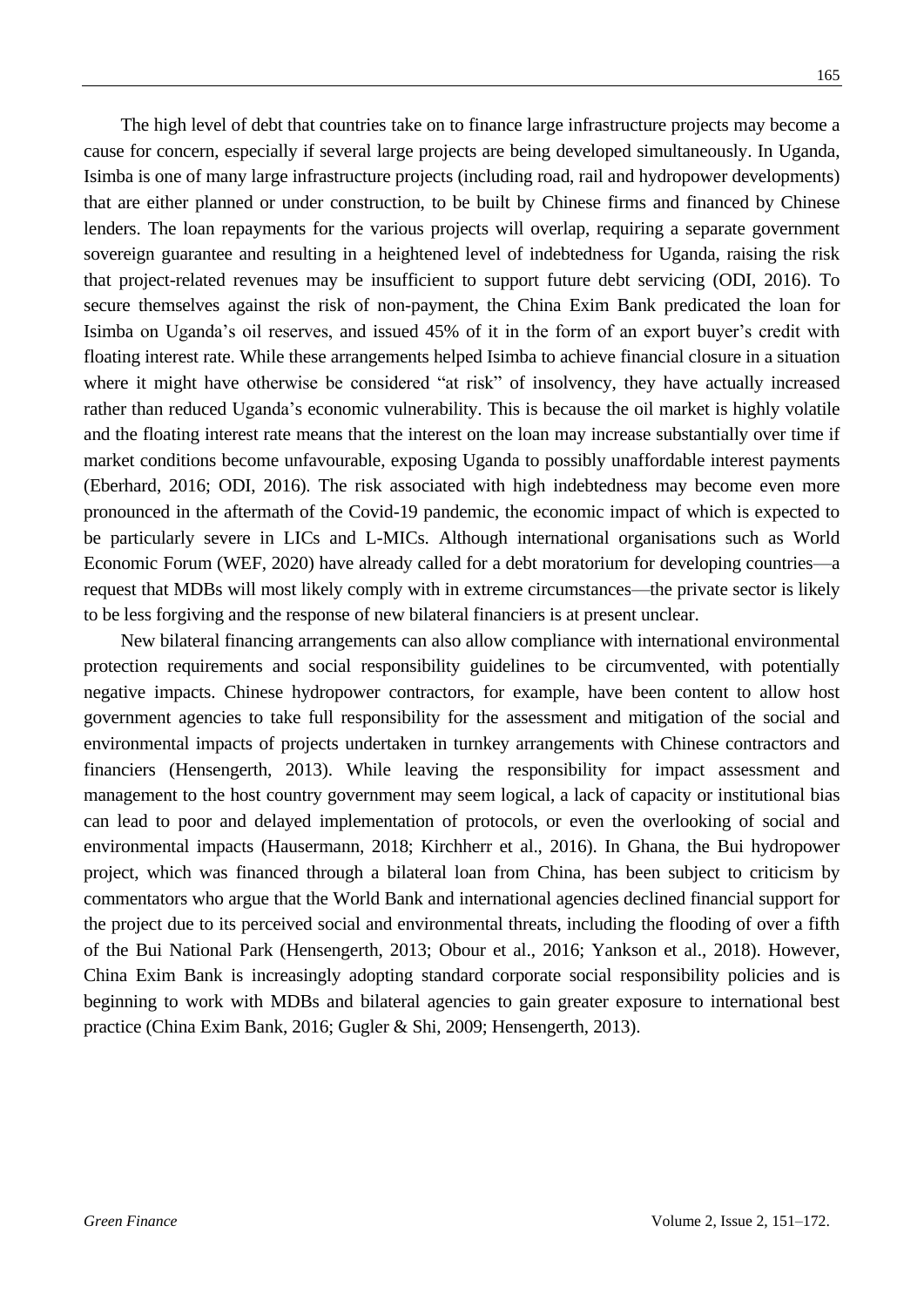The high level of debt that countries take on to finance large infrastructure projects may become a cause for concern, especially if several large projects are being developed simultaneously. In Uganda, Isimba is one of many large infrastructure projects (including road, rail and hydropower developments) that are either planned or under construction, to be built by Chinese firms and financed by Chinese lenders. The loan repayments for the various projects will overlap, requiring a separate government sovereign guarantee and resulting in a heightened level of indebtedness for Uganda, raising the risk that project-related revenues may be insufficient to support future debt servicing (ODI, 2016). To secure themselves against the risk of non-payment, the China Exim Bank predicated the loan for Isimba on Uganda's oil reserves, and issued 45% of it in the form of an export buyer's credit with floating interest rate. While these arrangements helped Isimba to achieve financial closure in a situation where it might have otherwise be considered "at risk" of insolvency, they have actually increased rather than reduced Uganda's economic vulnerability. This is because the oil market is highly volatile and the floating interest rate means that the interest on the loan may increase substantially over time if market conditions become unfavourable, exposing Uganda to possibly unaffordable interest payments (Eberhard, 2016; ODI, 2016). The risk associated with high indebtedness may become even more pronounced in the aftermath of the Covid-19 pandemic, the economic impact of which is expected to be particularly severe in LICs and L-MICs. Although international organisations such as World Economic Forum (WEF, 2020) have already called for a debt moratorium for developing countries—a request that MDBs will most likely comply with in extreme circumstances—the private sector is likely to be less forgiving and the response of new bilateral financiers is at present unclear.

New bilateral financing arrangements can also allow compliance with international environmental protection requirements and social responsibility guidelines to be circumvented, with potentially negative impacts. Chinese hydropower contractors, for example, have been content to allow host government agencies to take full responsibility for the assessment and mitigation of the social and environmental impacts of projects undertaken in turnkey arrangements with Chinese contractors and financiers (Hensengerth, 2013). While leaving the responsibility for impact assessment and management to the host country government may seem logical, a lack of capacity or institutional bias can lead to poor and delayed implementation of protocols, or even the overlooking of social and environmental impacts (Hausermann, 2018; Kirchherr et al., 2016). In Ghana, the Bui hydropower project, which was financed through a bilateral loan from China, has been subject to criticism by commentators who argue that the World Bank and international agencies declined financial support for the project due to its perceived social and environmental threats, including the flooding of over a fifth of the Bui National Park (Hensengerth, 2013; Obour et al., 2016; Yankson et al., 2018). However, China Exim Bank is increasingly adopting standard corporate social responsibility policies and is beginning to work with MDBs and bilateral agencies to gain greater exposure to international best practice (China Exim Bank, 2016; Gugler & Shi, 2009; Hensengerth, 2013).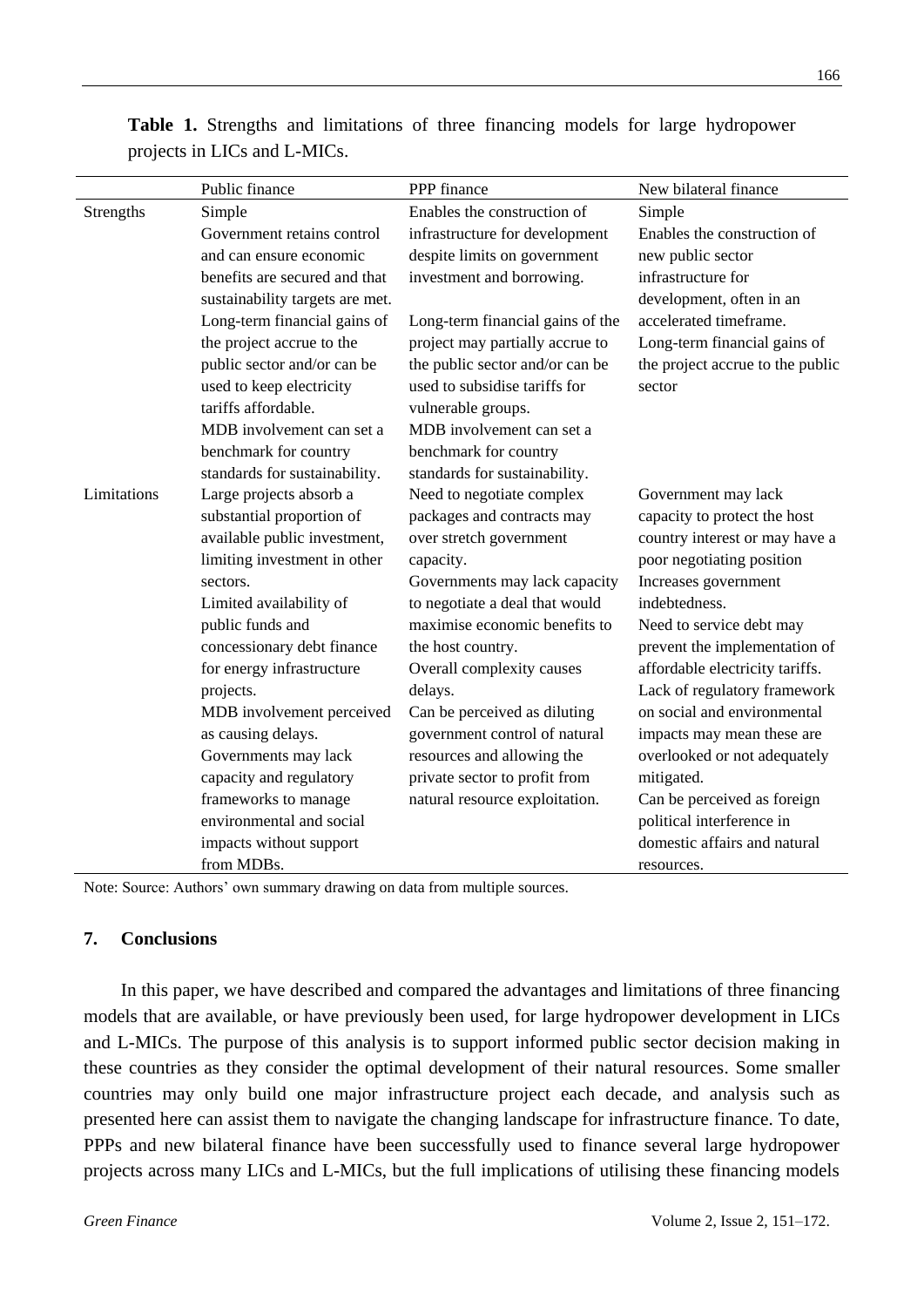**Table 1.** Strengths and limitations of three financing models for large hydropower projects in LICs and L-MICs.

| | Public finance | PPP finance | New bilateral finance |
|---|---|---|---|
| Strengths | Simple<br>Government retains control and can ensure economic benefits are secured and that sustainability targets are met.<br>Long-term financial gains of the project accrue to the public sector and/or can be used to keep electricity tariffs affordable.<br>MDB involvement can set a benchmark for country standards for sustainability. | Enables the construction of infrastructure for development despite limits on government investment and borrowing.<br>Long-term financial gains of the project may partially accrue to the public sector and/or can be used to subsidise tariffs for vulnerable groups.<br>MDB involvement can set a benchmark for country standards for sustainability. | Simple<br>Enables the construction of new public sector infrastructure for development, often in an accelerated timeframe.<br>Long-term financial gains of the project accrue to the public sector |
| Limitations | Large projects absorb a substantial proportion of available public investment, limiting investment in other sectors.<br>Limited availability of public funds and concessionary debt finance for energy infrastructure projects.<br>MDB involvement perceived as causing delays.<br>Governments may lack capacity and regulatory frameworks to manage environmental and social impacts without support from MDBs. | Need to negotiate complex packages and contracts may over stretch government capacity.<br>Governments may lack capacity to negotiate a deal that would maximise economic benefits to the host country.<br>Overall complexity causes delays.<br>Can be perceived as diluting government control of natural resources and allowing the private sector to profit from natural resource exploitation. | Government may lack capacity to protect the host country interest or may have a poor negotiating position<br>Increases government indebtedness.<br>Need to service debt may prevent the implementation of affordable electricity tariffs.<br>Lack of regulatory framework on social and environmental impacts may mean these are overlooked or not adequately mitigated.<br>Can be perceived as foreign political interference in domestic affairs and natural resources. |

Note: Source: Authors' own summary drawing on data from multiple sources.

## 7. Conclusions

In this paper, we have described and compared the advantages and limitations of three financing models that are available, or have previously been used, for large hydropower development in LICs and L-MICs. The purpose of this analysis is to support informed public sector decision making in these countries as they consider the optimal development of their natural resources. Some smaller countries may only build one major infrastructure project each decade, and analysis such as presented here can assist them to navigate the changing landscape for infrastructure finance. To date, PPPs and new bilateral finance have been successfully used to finance several large hydropower projects across many LICs and L-MICs, but the full implications of utilising these financing models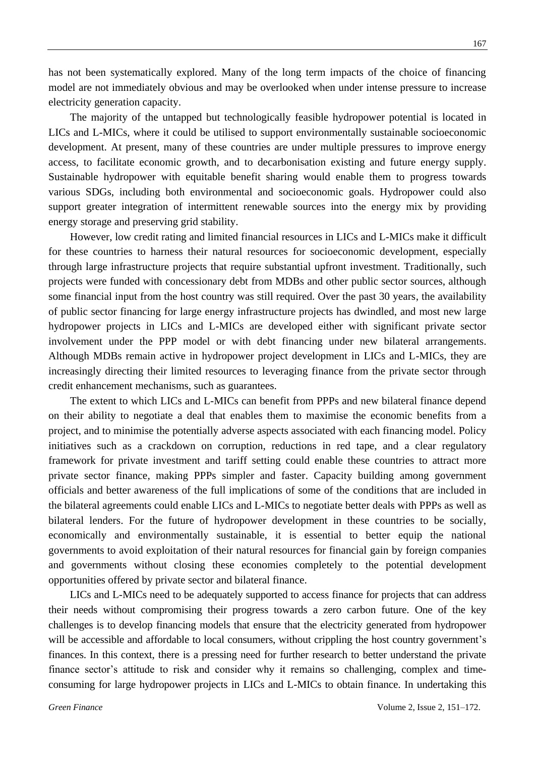has not been systematically explored. Many of the long term impacts of the choice of financing model are not immediately obvious and may be overlooked when under intense pressure to increase electricity generation capacity.

The majority of the untapped but technologically feasible hydropower potential is located in LICs and L-MICs, where it could be utilised to support environmentally sustainable socioeconomic development. At present, many of these countries are under multiple pressures to improve energy access, to facilitate economic growth, and to decarbonisation existing and future energy supply. Sustainable hydropower with equitable benefit sharing would enable them to progress towards various SDGs, including both environmental and socioeconomic goals. Hydropower could also support greater integration of intermittent renewable sources into the energy mix by providing energy storage and preserving grid stability.

However, low credit rating and limited financial resources in LICs and L-MICs make it difficult for these countries to harness their natural resources for socioeconomic development, especially through large infrastructure projects that require substantial upfront investment. Traditionally, such projects were funded with concessionary debt from MDBs and other public sector sources, although some financial input from the host country was still required. Over the past 30 years, the availability of public sector financing for large energy infrastructure projects has dwindled, and most new large hydropower projects in LICs and L-MICs are developed either with significant private sector involvement under the PPP model or with debt financing under new bilateral arrangements. Although MDBs remain active in hydropower project development in LICs and L-MICs, they are increasingly directing their limited resources to leveraging finance from the private sector through credit enhancement mechanisms, such as guarantees.

The extent to which LICs and L-MICs can benefit from PPPs and new bilateral finance depend on their ability to negotiate a deal that enables them to maximise the economic benefits from a project, and to minimise the potentially adverse aspects associated with each financing model. Policy initiatives such as a crackdown on corruption, reductions in red tape, and a clear regulatory framework for private investment and tariff setting could enable these countries to attract more private sector finance, making PPPs simpler and faster. Capacity building among government officials and better awareness of the full implications of some of the conditions that are included in the bilateral agreements could enable LICs and L-MICs to negotiate better deals with PPPs as well as bilateral lenders. For the future of hydropower development in these countries to be socially, economically and environmentally sustainable, it is essential to better equip the national governments to avoid exploitation of their natural resources for financial gain by foreign companies and governments without closing these economies completely to the potential development opportunities offered by private sector and bilateral finance.

LICs and L-MICs need to be adequately supported to access finance for projects that can address their needs without compromising their progress towards a zero carbon future. One of the key challenges is to develop financing models that ensure that the electricity generated from hydropower will be accessible and affordable to local consumers, without crippling the host country government's finances. In this context, there is a pressing need for further research to better understand the private finance sector's attitude to risk and consider why it remains so challenging, complex and time-consuming for large hydropower projects in LICs and L-MICs to obtain finance. In undertaking this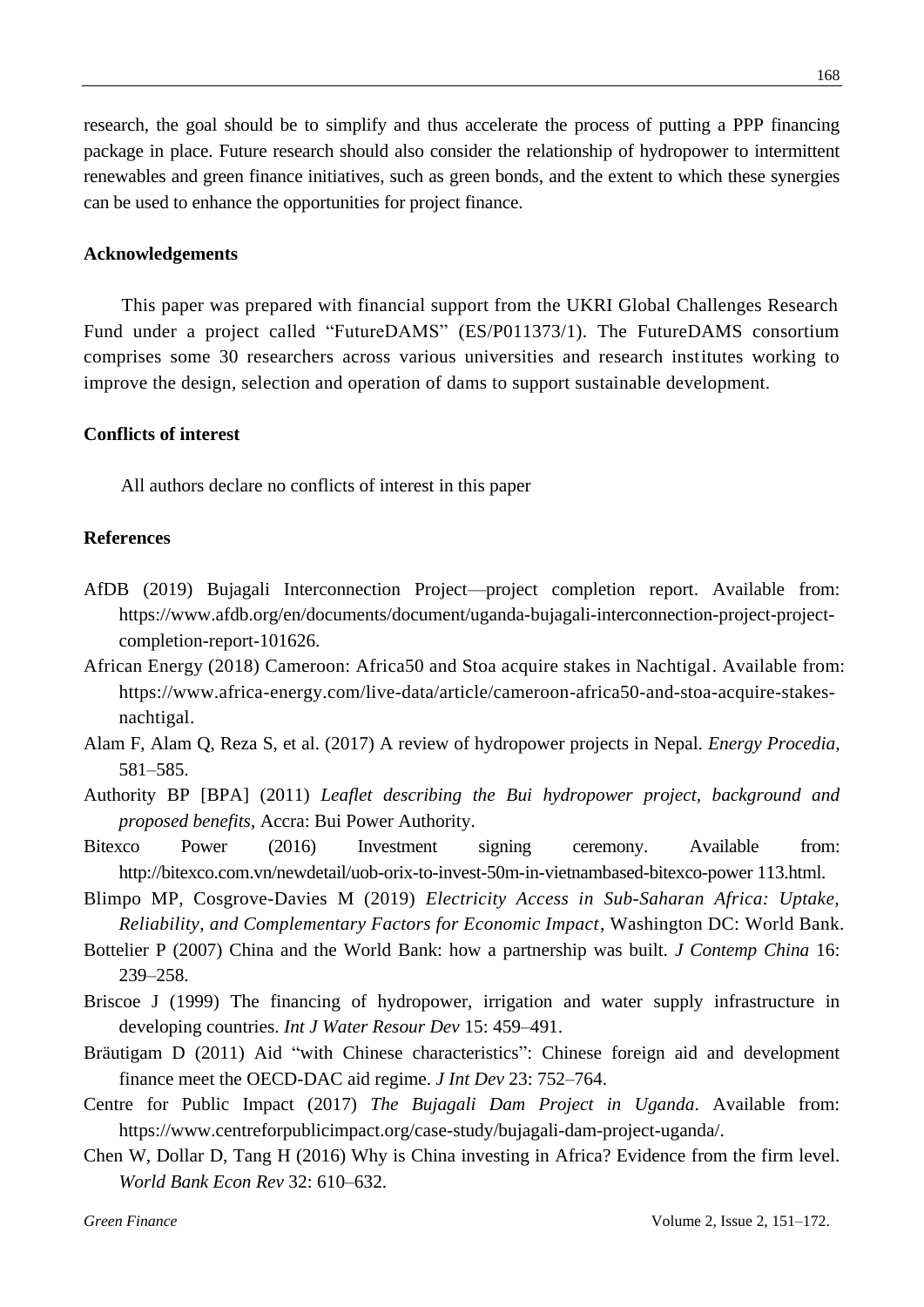research, the goal should be to simplify and thus accelerate the process of putting a PPP financing package in place. Future research should also consider the relationship of hydropower to intermittent renewables and green finance initiatives, such as green bonds, and the extent to which these synergies can be used to enhance the opportunities for project finance.

## Acknowledgements

This paper was prepared with financial support from the UKRI Global Challenges Research Fund under a project called "FutureDAMS" (ES/P011373/1). The FutureDAMS consortium comprises some 30 researchers across various universities and research institutes working to improve the design, selection and operation of dams to support sustainable development.

## Conflicts of interest

All authors declare no conflicts of interest in this paper

## References

AfDB (2019) Bujagali Interconnection Project—project completion report. Available from: https://www.afdb.org/en/documents/document/uganda-bujagali-interconnection-project-project-completion-report-101626.

African Energy (2018) Cameroon: Africa50 and Stoa acquire stakes in Nachtigal. Available from: https://www.africa-energy.com/live-data/article/cameroon-africa50-and-stoa-acquire-stakes-nachtigal.

Alam F, Alam Q, Reza S, et al. (2017) A review of hydropower projects in Nepal. *Energy Procedia,* 581–585.

Authority BP [BPA] (2011) *Leaflet describing the Bui hydropower project, background and proposed benefits*, Accra: Bui Power Authority.

Bitexco Power (2016) Investment signing ceremony. Available from: http://bitexco.com.vn/newdetail/uob-orix-to-invest-50m-in-vietnambased-bitexco-power 113.html.

Blimpo MP, Cosgrove-Davies M (2019) *Electricity Access in Sub-Saharan Africa: Uptake, Reliability, and Complementary Factors for Economic Impact*, Washington DC: World Bank.

Bottelier P (2007) China and the World Bank: how a partnership was built. *J Contemp China* 16: 239–258.

Briscoe J (1999) The financing of hydropower, irrigation and water supply infrastructure in developing countries. *Int J Water Resour Dev* 15: 459–491.

Bräutigam D (2011) Aid "with Chinese characteristics": Chinese foreign aid and development finance meet the OECD-DAC aid regime. *J Int Dev* 23: 752–764.

Centre for Public Impact (2017) *The Bujagali Dam Project in Uganda*. Available from: https://www.centreforpublicimpact.org/case-study/bujagali-dam-project-uganda/.

Chen W, Dollar D, Tang H (2016) Why is China investing in Africa? Evidence from the firm level. *World Bank Econ Rev* 32: 610–632.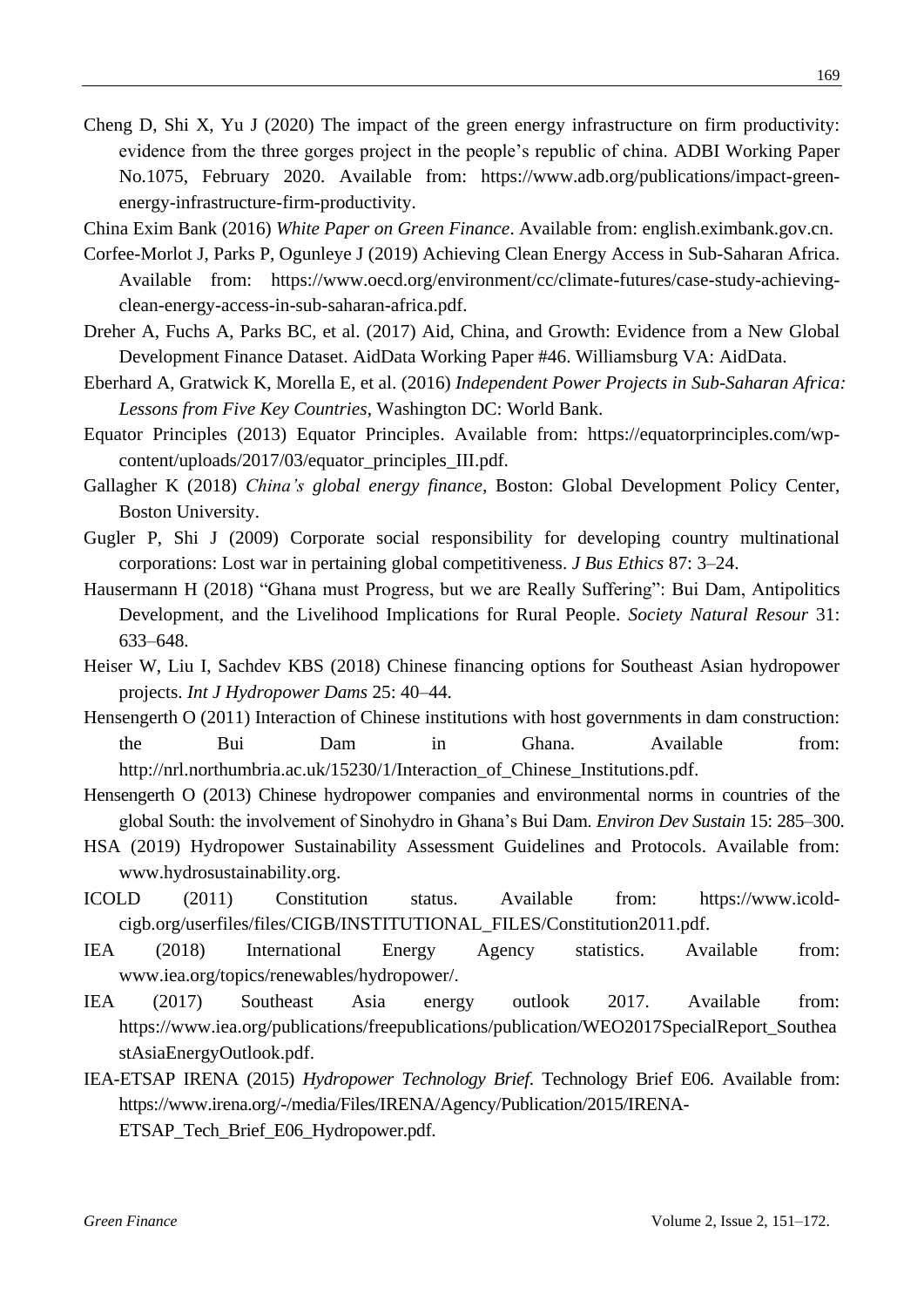Cheng D, Shi X, Yu J (2020) The impact of the green energy infrastructure on firm productivity: evidence from the three gorges project in the people's republic of china. ADBI Working Paper No.1075, February 2020. Available from: https://www.adb.org/publications/impact-green-energy-infrastructure-firm-productivity.

China Exim Bank (2016) *White Paper on Green Finance*. Available from: english.eximbank.gov.cn.

Corfee-Morlot J, Parks P, Ogunleye J (2019) Achieving Clean Energy Access in Sub-Saharan Africa. Available from: https://www.oecd.org/environment/cc/climate-futures/case-study-achieving-clean-energy-access-in-sub-saharan-africa.pdf.

Dreher A, Fuchs A, Parks BC, et al. (2017) Aid, China, and Growth: Evidence from a New Global Development Finance Dataset. AidData Working Paper #46. Williamsburg VA: AidData.

Eberhard A, Gratwick K, Morella E, et al. (2016) *Independent Power Projects in Sub-Saharan Africa: Lessons from Five Key Countries*, Washington DC: World Bank.

Equator Principles (2013) Equator Principles. Available from: https://equatorprinciples.com/wp-content/uploads/2017/03/equator_principles_III.pdf.

Gallagher K (2018) *China's global energy finance*, Boston: Global Development Policy Center, Boston University.

Gugler P, Shi J (2009) Corporate social responsibility for developing country multinational corporations: Lost war in pertaining global competitiveness. *J Bus Ethics* 87: 3–24.

Hausermann H (2018) "Ghana must Progress, but we are Really Suffering": Bui Dam, Antipolitics Development, and the Livelihood Implications for Rural People. *Society Natural Resour* 31: 633–648.

Heiser W, Liu I, Sachdev KBS (2018) Chinese financing options for Southeast Asian hydropower projects. *Int J Hydropower Dams* 25: 40–44.

Hensengerth O (2011) Interaction of Chinese institutions with host governments in dam construction: the Bui Dam in Ghana. Available from: http://nrl.northumbria.ac.uk/15230/1/Interaction_of_Chinese_Institutions.pdf.

Hensengerth O (2013) Chinese hydropower companies and environmental norms in countries of the global South: the involvement of Sinohydro in Ghana's Bui Dam. *Environ Dev Sustain* 15: 285–300.

HSA (2019) Hydropower Sustainability Assessment Guidelines and Protocols. Available from: www.hydrosustainability.org.

ICOLD (2011) Constitution status. Available from: https://www.icold-cigb.org/userfiles/files/CIGB/INSTITUTIONAL_FILES/Constitution2011.pdf.

IEA (2018) International Energy Agency statistics. Available from: www.iea.org/topics/renewables/hydropower/.

IEA (2017) Southeast Asia energy outlook 2017. Available from: https://www.iea.org/publications/freepublications/publication/WEO2017SpecialReport_SoutheastAsiaEnergyOutlook.pdf.

IEA-ETSAP IRENA (2015) *Hydropower Technology Brief*. Technology Brief E06. Available from: https://www.irena.org/-/media/Files/IRENA/Agency/Publication/2015/IRENA-ETSAP_Tech_Brief_E06_Hydropower.pdf.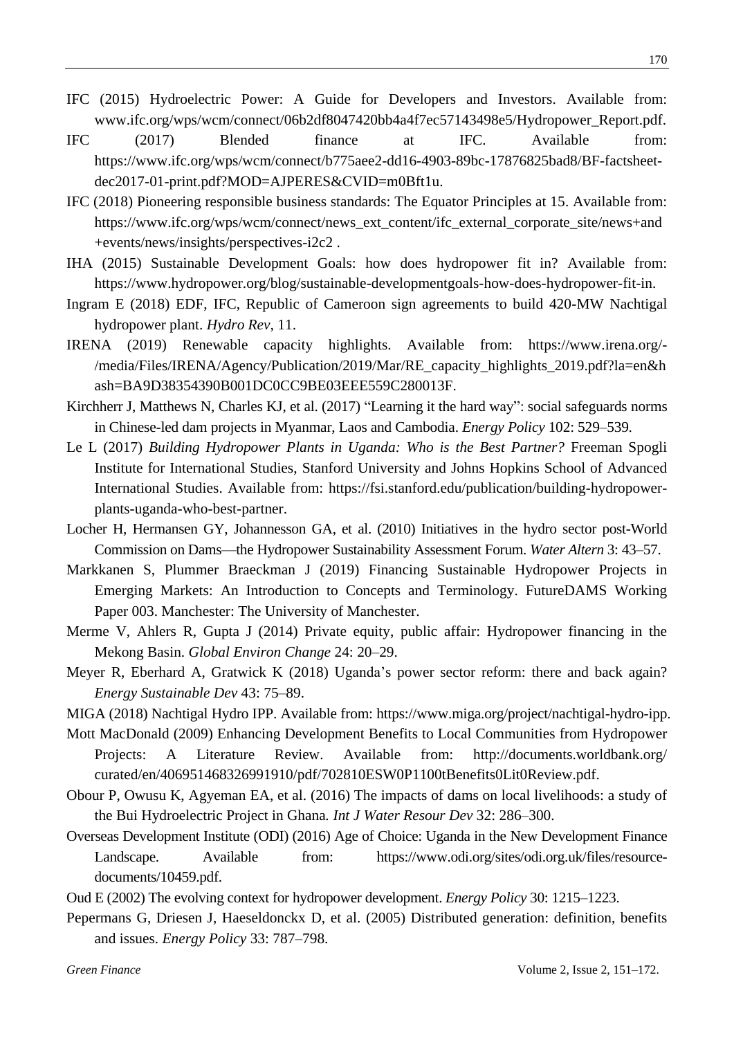IFC (2015) Hydroelectric Power: A Guide for Developers and Investors. Available from: www.ifc.org/wps/wcm/connect/06b2df8047420bb4a4f7ec57143498e5/Hydropower_Report.pdf.

IFC (2017) Blended finance at IFC. Available from: https://www.ifc.org/wps/wcm/connect/b775aee2-dd16-4903-89bc-17876825bad8/BF-factsheet-dec2017-01-print.pdf?MOD=AJPERES&CVID=m0Bft1u.

IFC (2018) Pioneering responsible business standards: The Equator Principles at 15. Available from: https://www.ifc.org/wps/wcm/connect/news_ext_content/ifc_external_corporate_site/news+and+events/news/insights/perspectives-i2c2 .

IHA (2015) Sustainable Development Goals: how does hydropower fit in? Available from: https://www.hydropower.org/blog/sustainable-developmentgoals-how-does-hydropower-fit-in.

Ingram E (2018) EDF, IFC, Republic of Cameroon sign agreements to build 420-MW Nachtigal hydropower plant. *Hydro Rev,* 11.

IRENA (2019) Renewable capacity highlights. Available from: https://www.irena.org/-/media/Files/IRENA/Agency/Publication/2019/Mar/RE_capacity_highlights_2019.pdf?la=en&hash=BA9D38354390B001DC0CC9BE03EEE559C280013F.

Kirchherr J, Matthews N, Charles KJ, et al. (2017) "Learning it the hard way": social safeguards norms in Chinese-led dam projects in Myanmar, Laos and Cambodia. *Energy Policy* 102: 529–539.

Le L (2017) *Building Hydropower Plants in Uganda: Who is the Best Partner?* Freeman Spogli Institute for International Studies, Stanford University and Johns Hopkins School of Advanced International Studies. Available from: https://fsi.stanford.edu/publication/building-hydropower-plants-uganda-who-best-partner.

Locher H, Hermansen GY, Johannesson GA, et al. (2010) Initiatives in the hydro sector post-World Commission on Dams—the Hydropower Sustainability Assessment Forum. *Water Altern* 3: 43–57.

Markkanen S, Plummer Braeckman J (2019) Financing Sustainable Hydropower Projects in Emerging Markets: An Introduction to Concepts and Terminology. FutureDAMS Working Paper 003. Manchester: The University of Manchester.

Merme V, Ahlers R, Gupta J (2014) Private equity, public affair: Hydropower financing in the Mekong Basin. *Global Environ Change* 24: 20–29.

Meyer R, Eberhard A, Gratwick K (2018) Uganda's power sector reform: there and back again? *Energy Sustainable Dev* 43: 75–89.

MIGA (2018) Nachtigal Hydro IPP. Available from: https://www.miga.org/project/nachtigal-hydro-ipp.

Mott MacDonald (2009) Enhancing Development Benefits to Local Communities from Hydropower Projects: A Literature Review. Available from: http://documents.worldbank.org/curated/en/406951468326991910/pdf/702810ESW0P1100tBenefits0Lit0Review.pdf.

Obour P, Owusu K, Agyeman EA, et al. (2016) The impacts of dams on local livelihoods: a study of the Bui Hydroelectric Project in Ghana. *Int J Water Resour Dev* 32: 286–300.

Overseas Development Institute (ODI) (2016) Age of Choice: Uganda in the New Development Finance Landscape. Available from: https://www.odi.org/sites/odi.org.uk/files/resource-documents/10459.pdf.

Oud E (2002) The evolving context for hydropower development. *Energy Policy* 30: 1215–1223.

Pepermans G, Driesen J, Haeseldonckx D, et al. (2005) Distributed generation: definition, benefits and issues. *Energy Policy* 33: 787–798.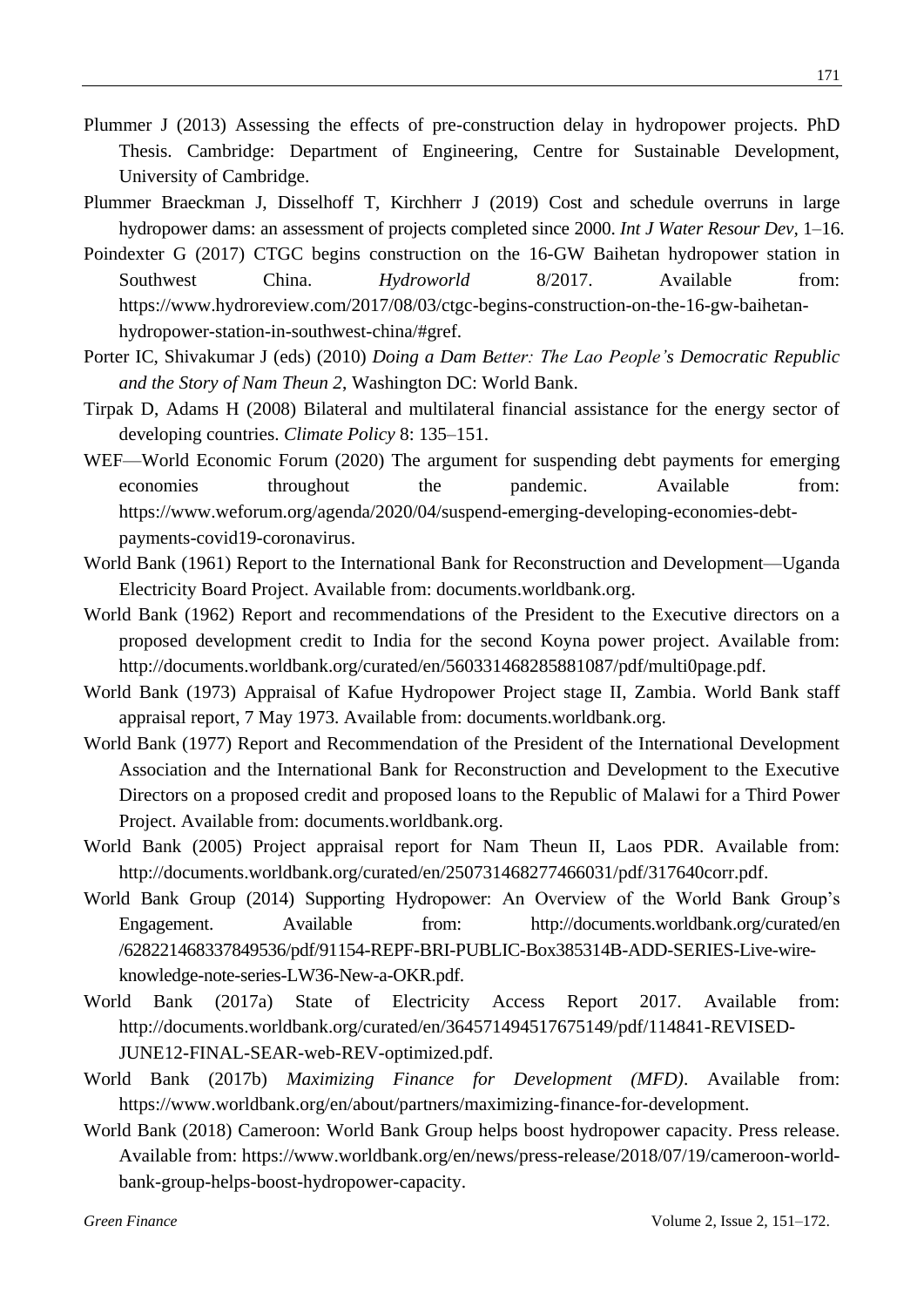Plummer J (2013) Assessing the effects of pre-construction delay in hydropower projects. PhD Thesis. Cambridge: Department of Engineering, Centre for Sustainable Development, University of Cambridge.

Plummer Braeckman J, Disselhoff T, Kirchherr J (2019) Cost and schedule overruns in large hydropower dams: an assessment of projects completed since 2000. *Int J Water Resour Dev*, 1–16.

Poindexter G (2017) CTGC begins construction on the 16-GW Baihetan hydropower station in Southwest China. *Hydroworld* 8/2017. Available from: https://www.hydroreview.com/2017/08/03/ctgc-begins-construction-on-the-16-gw-baihetan-hydropower-station-in-southwest-china/#gref.

Porter IC, Shivakumar J (eds) (2010) *Doing a Dam Better: The Lao People's Democratic Republic and the Story of Nam Theun 2*, Washington DC: World Bank.

Tirpak D, Adams H (2008) Bilateral and multilateral financial assistance for the energy sector of developing countries. *Climate Policy* 8: 135–151.

WEF—World Economic Forum (2020) The argument for suspending debt payments for emerging economies throughout the pandemic. Available from: https://www.weforum.org/agenda/2020/04/suspend-emerging-developing-economies-debt-payments-covid19-coronavirus.

World Bank (1961) Report to the International Bank for Reconstruction and Development—Uganda Electricity Board Project. Available from: documents.worldbank.org.

World Bank (1962) Report and recommendations of the President to the Executive directors on a proposed development credit to India for the second Koyna power project. Available from: http://documents.worldbank.org/curated/en/560331468285881087/pdf/multi0page.pdf.

World Bank (1973) Appraisal of Kafue Hydropower Project stage II, Zambia. World Bank staff appraisal report, 7 May 1973. Available from: documents.worldbank.org.

World Bank (1977) Report and Recommendation of the President of the International Development Association and the International Bank for Reconstruction and Development to the Executive Directors on a proposed credit and proposed loans to the Republic of Malawi for a Third Power Project. Available from: documents.worldbank.org.

World Bank (2005) Project appraisal report for Nam Theun II, Laos PDR. Available from: http://documents.worldbank.org/curated/en/250731468277466031/pdf/317640corr.pdf.

World Bank Group (2014) Supporting Hydropower: An Overview of the World Bank Group's Engagement. Available from: http://documents.worldbank.org/curated/en/628221468337849536/pdf/91154-REPF-BRI-PUBLIC-Box385314B-ADD-SERIES-Live-wire-knowledge-note-series-LW36-New-a-OKR.pdf.

World Bank (2017a) State of Electricity Access Report 2017. Available from: http://documents.worldbank.org/curated/en/364571494517675149/pdf/114841-REVISED-JUNE12-FINAL-SEAR-web-REV-optimized.pdf.

World Bank (2017b) *Maximizing Finance for Development (MFD)*. Available from: https://www.worldbank.org/en/about/partners/maximizing-finance-for-development.

World Bank (2018) Cameroon: World Bank Group helps boost hydropower capacity. Press release. Available from: https://www.worldbank.org/en/news/press-release/2018/07/19/cameroon-world-bank-group-helps-boost-hydropower-capacity.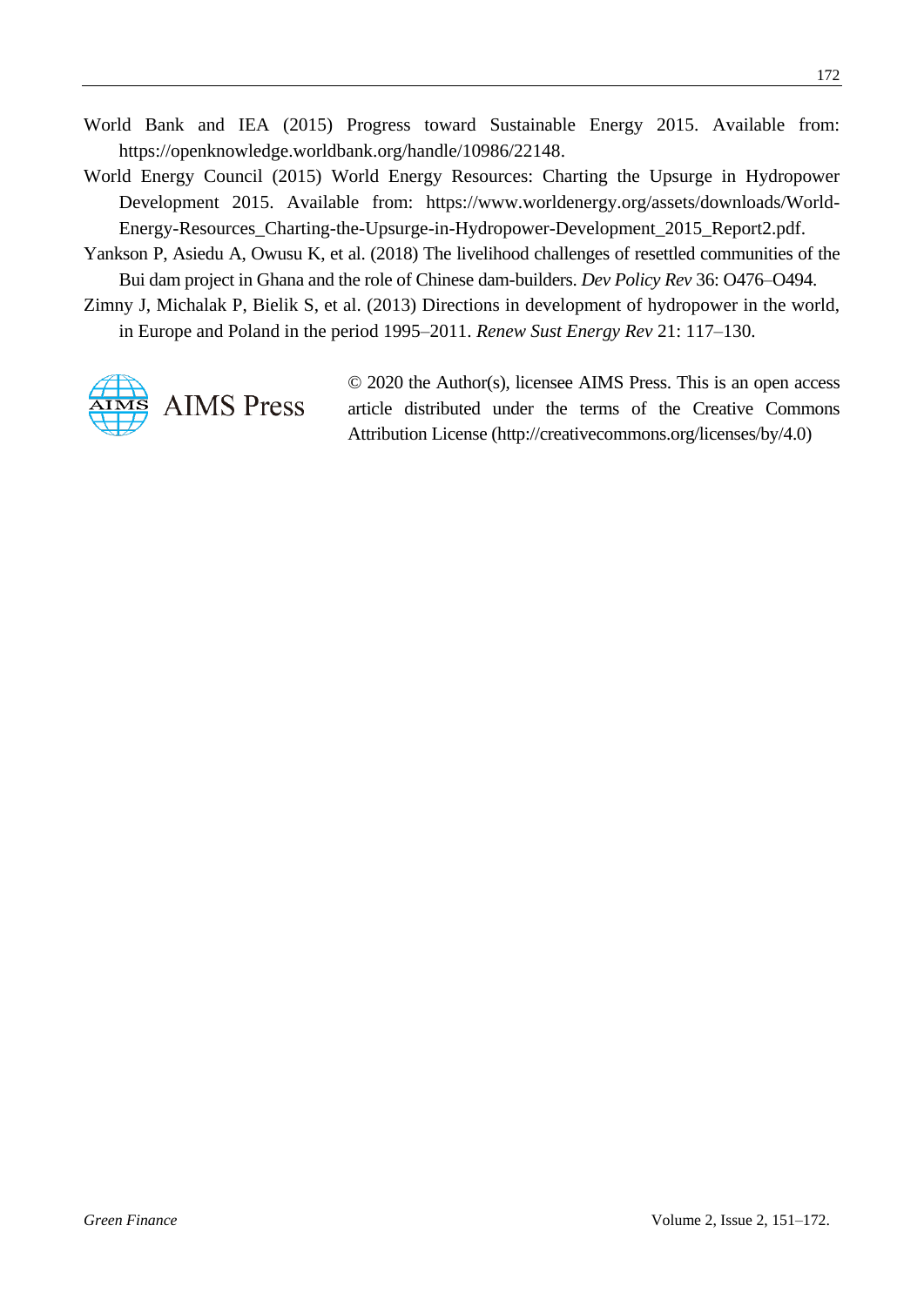World Bank and IEA (2015) Progress toward Sustainable Energy 2015. Available from: https://openknowledge.worldbank.org/handle/10986/22148.

World Energy Council (2015) World Energy Resources: Charting the Upsurge in Hydropower Development 2015. Available from: https://www.worldenergy.org/assets/downloads/World-Energy-Resources_Charting-the-Upsurge-in-Hydropower-Development_2015_Report2.pdf.

Yankson P, Asiedu A, Owusu K, et al. (2018) The livelihood challenges of resettled communities of the Bui dam project in Ghana and the role of Chinese dam-builders. *Dev Policy Rev* 36: O476–O494.

Zimny J, Michalak P, Bielik S, et al. (2013) Directions in development of hydropower in the world, in Europe and Poland in the period 1995–2011. *Renew Sust Energy Rev* 21: 117–130.

AIMS Press

© 2020 the Author(s), licensee AIMS Press. This is an open access article distributed under the terms of the Creative Commons Attribution License (http://creativecommons.org/licenses/by/4.0)